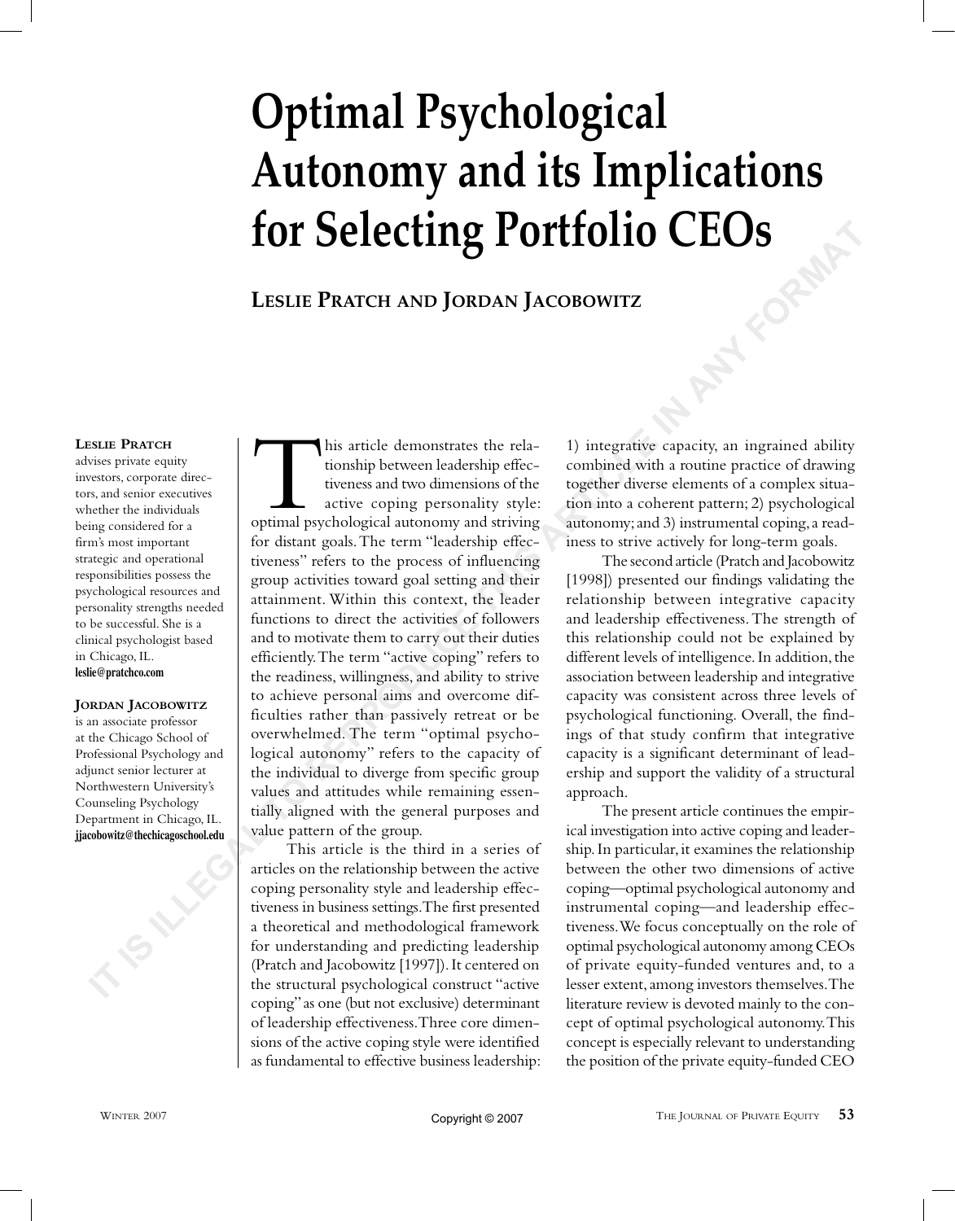# Optimal Psychological Autonomy and its Implications for Selecting Portfolio CEOs

**Leslie Pratch and Jordan Jacobowitz**

**Leslie Pratch** advises private equity investors, corporate directors, and senior executives whether the individuals being considered for a firm's most important strategic and operational responsibilities possess the psychological resources and personality strengths needed to be successful. She is a clinical psychologist based in Chicago, IL.
**leslie@pratchco.com**

**Jordan Jacobowitz** is an associate professor at the Chicago School of Professional Psychology and adjunct senior lecturer at Northwestern University's Counseling Psychology Department in Chicago, IL.
**jjacobowitz@thechicagoschool.edu**

This article demonstrates the relationship between leadership effectiveness and two dimensions of the active coping personality style: optimal psychological autonomy and striving for distant goals. The term "leadership effectiveness" refers to the process of influencing group activities toward goal setting and their attainment. Within this context, the leader functions to direct the activities of followers and to motivate them to carry out their duties efficiently. The term "active coping" refers to the readiness, willingness, and ability to strive to achieve personal aims and overcome difficulties rather than passively retreat or be overwhelmed. The term "optimal psychological autonomy" refers to the capacity of the individual to diverge from specific group values and attitudes while remaining essentially aligned with the general purposes and value pattern of the group.

This article is the third in a series of articles on the relationship between the active coping personality style and leadership effectiveness in business settings. The first presented a theoretical and methodological framework for understanding and predicting leadership (Pratch and Jacobowitz [1997]). It centered on the structural psychological construct "active coping" as one (but not exclusive) determinant of leadership effectiveness. Three core dimensions of the active coping style were identified as fundamental to effective business leadership: 1) integrative capacity, an ingrained ability combined with a routine practice of drawing together diverse elements of a complex situation into a coherent pattern; 2) psychological autonomy; and 3) instrumental coping, a readiness to strive actively for long-term goals.

The second article (Pratch and Jacobowitz [1998]) presented our findings validating the relationship between integrative capacity and leadership effectiveness. The strength of this relationship could not be explained by different levels of intelligence. In addition, the association between leadership and integrative capacity was consistent across three levels of psychological functioning. Overall, the findings of that study confirm that integrative capacity is a significant determinant of leadership and support the validity of a structural approach.

The present article continues the empirical investigation into active coping and leadership. In particular, it examines the relationship between the other two dimensions of active coping—optimal psychological autonomy and instrumental coping—and leadership effectiveness. We focus conceptually on the role of optimal psychological autonomy among CEOs of private equity-funded ventures and, to a lesser extent, among investors themselves. The literature review is devoted mainly to the concept of optimal psychological autonomy. This concept is especially relevant to understanding the position of the private equity-funded CEO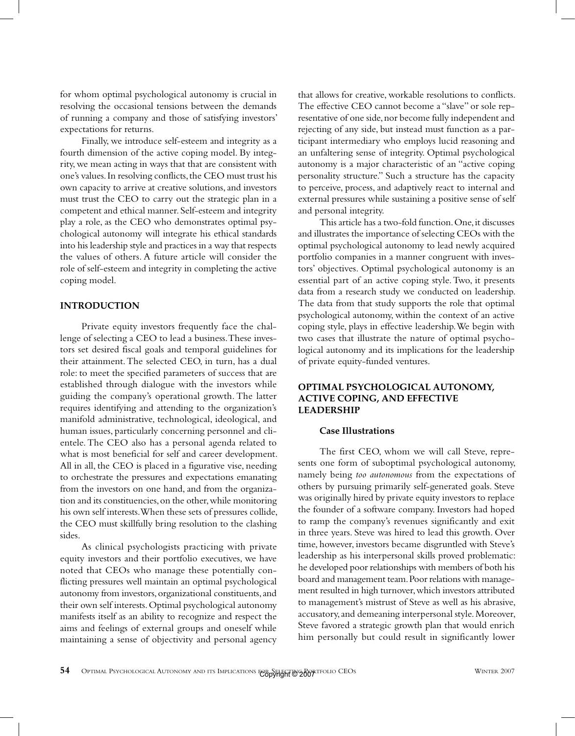for whom optimal psychological autonomy is crucial in resolving the occasional tensions between the demands of running a company and those of satisfying investors' expectations for returns.

Finally, we introduce self-esteem and integrity as a fourth dimension of the active coping model. By integrity, we mean acting in ways that that are consistent with one's values. In resolving conflicts, the CEO must trust his own capacity to arrive at creative solutions, and investors must trust the CEO to carry out the strategic plan in a competent and ethical manner. Self-esteem and integrity play a role, as the CEO who demonstrates optimal psychological autonomy will integrate his ethical standards into his leadership style and practices in a way that respects the values of others. A future article will consider the role of self-esteem and integrity in completing the active coping model.

## INTRODUCTION

Private equity investors frequently face the challenge of selecting a CEO to lead a business. These investors set desired fiscal goals and temporal guidelines for their attainment. The selected CEO, in turn, has a dual role: to meet the specified parameters of success that are established through dialogue with the investors while guiding the company's operational growth. The latter requires identifying and attending to the organization's manifold administrative, technological, ideological, and human issues, particularly concerning personnel and clientele. The CEO also has a personal agenda related to what is most beneficial for self and career development. All in all, the CEO is placed in a figurative vise, needing to orchestrate the pressures and expectations emanating from the investors on one hand, and from the organization and its constituencies, on the other, while monitoring his own self interests. When these sets of pressures collide, the CEO must skillfully bring resolution to the clashing sides.

As clinical psychologists practicing with private equity investors and their portfolio executives, we have noted that CEOs who manage these potentially conflicting pressures well maintain an optimal psychological autonomy from investors, organizational constituents, and their own self interests. Optimal psychological autonomy manifests itself as an ability to recognize and respect the aims and feelings of external groups and oneself while maintaining a sense of objectivity and personal agency that allows for creative, workable resolutions to conflicts. The effective CEO cannot become a "slave" or sole representative of one side, nor become fully independent and rejecting of any side, but instead must function as a participant intermediary who employs lucid reasoning and an unfaltering sense of integrity. Optimal psychological autonomy is a major characteristic of an "active coping personality structure." Such a structure has the capacity to perceive, process, and adaptively react to internal and external pressures while sustaining a positive sense of self and personal integrity.

This article has a two-fold function. One, it discusses and illustrates the importance of selecting CEOs with the optimal psychological autonomy to lead newly acquired portfolio companies in a manner congruent with investors' objectives. Optimal psychological autonomy is an essential part of an active coping style. Two, it presents data from a research study we conducted on leadership. The data from that study supports the role that optimal psychological autonomy, within the context of an active coping style, plays in effective leadership. We begin with two cases that illustrate the nature of optimal psychological autonomy and its implications for the leadership of private equity-funded ventures.

## OPTIMAL PSYCHOLOGICAL AUTONOMY, ACTIVE COPING, AND EFFECTIVE LEADERSHIP

### Case Illustrations

The first CEO, whom we will call Steve, represents one form of suboptimal psychological autonomy, namely being *too autonomous* from the expectations of others by pursuing primarily self-generated goals. Steve was originally hired by private equity investors to replace the founder of a software company. Investors had hoped to ramp the company's revenues significantly and exit in three years. Steve was hired to lead this growth. Over time, however, investors became disgruntled with Steve's leadership as his interpersonal skills proved problematic: he developed poor relationships with members of both his board and management team. Poor relations with management resulted in high turnover, which investors attributed to management's mistrust of Steve as well as his abrasive, accusatory, and demeaning interpersonal style. Moreover, Steve favored a strategic growth plan that would enrich him personally but could result in significantly lower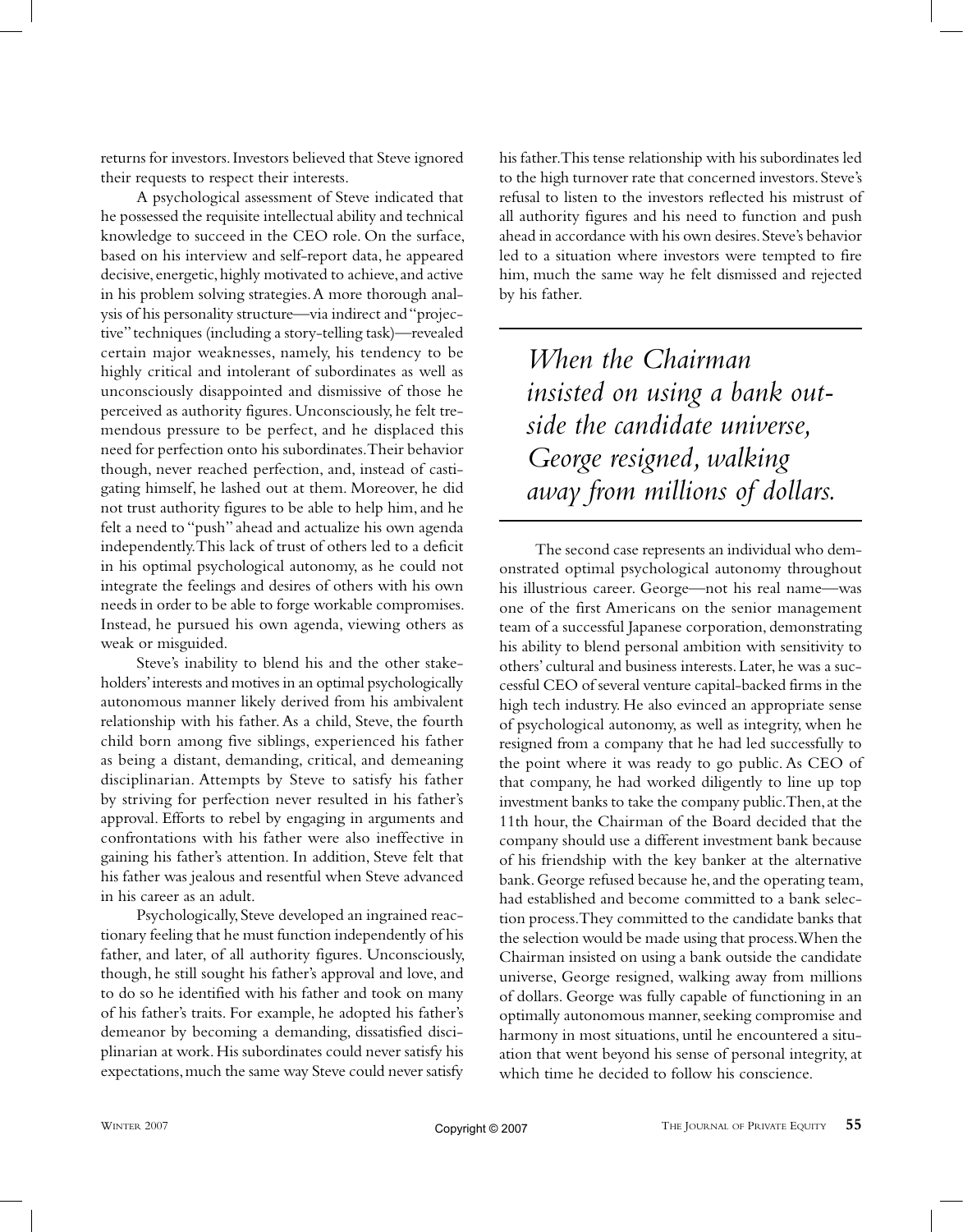returns for investors. Investors believed that Steve ignored their requests to respect their interests.

A psychological assessment of Steve indicated that he possessed the requisite intellectual ability and technical knowledge to succeed in the CEO role. On the surface, based on his interview and self-report data, he appeared decisive, energetic, highly motivated to achieve, and active in his problem solving strategies. A more thorough analysis of his personality structure—via indirect and "projective" techniques (including a story-telling task)—revealed certain major weaknesses, namely, his tendency to be highly critical and intolerant of subordinates as well as unconsciously disappointed and dismissive of those he perceived as authority figures. Unconsciously, he felt tremendous pressure to be perfect, and he displaced this need for perfection onto his subordinates. Their behavior though, never reached perfection, and, instead of castigating himself, he lashed out at them. Moreover, he did not trust authority figures to be able to help him, and he felt a need to "push" ahead and actualize his own agenda independently. This lack of trust of others led to a deficit in his optimal psychological autonomy, as he could not integrate the feelings and desires of others with his own needs in order to be able to forge workable compromises. Instead, he pursued his own agenda, viewing others as weak or misguided.

Steve's inability to blend his and the other stakeholders' interests and motives in an optimal psychologically autonomous manner likely derived from his ambivalent relationship with his father. As a child, Steve, the fourth child born among five siblings, experienced his father as being a distant, demanding, critical, and demeaning disciplinarian. Attempts by Steve to satisfy his father by striving for perfection never resulted in his father's approval. Efforts to rebel by engaging in arguments and confrontations with his father were also ineffective in gaining his father's attention. In addition, Steve felt that his father was jealous and resentful when Steve advanced in his career as an adult.

Psychologically, Steve developed an ingrained reactionary feeling that he must function independently of his father, and later, of all authority figures. Unconsciously, though, he still sought his father's approval and love, and to do so he identified with his father and took on many of his father's traits. For example, he adopted his father's demeanor by becoming a demanding, dissatisfied disciplinarian at work. His subordinates could never satisfy his expectations, much the same way Steve could never satisfy his father. This tense relationship with his subordinates led to the high turnover rate that concerned investors. Steve's refusal to listen to the investors reflected his mistrust of all authority figures and his need to function and push ahead in accordance with his own desires. Steve's behavior led to a situation where investors were tempted to fire him, much the same way he felt dismissed and rejected by his father.

> *When the Chairman insisted on using a bank outside the candidate universe, George resigned, walking away from millions of dollars.*

The second case represents an individual who demonstrated optimal psychological autonomy throughout his illustrious career. George—not his real name—was one of the first Americans on the senior management team of a successful Japanese corporation, demonstrating his ability to blend personal ambition with sensitivity to others' cultural and business interests. Later, he was a successful CEO of several venture capital-backed firms in the high tech industry. He also evinced an appropriate sense of psychological autonomy, as well as integrity, when he resigned from a company that he had led successfully to the point where it was ready to go public. As CEO of that company, he had worked diligently to line up top investment banks to take the company public. Then, at the 11th hour, the Chairman of the Board decided that the company should use a different investment bank because of his friendship with the key banker at the alternative bank. George refused because he, and the operating team, had established and become committed to a bank selection process. They committed to the candidate banks that the selection would be made using that process. When the Chairman insisted on using a bank outside the candidate universe, George resigned, walking away from millions of dollars. George was fully capable of functioning in an optimally autonomous manner, seeking compromise and harmony in most situations, until he encountered a situation that went beyond his sense of personal integrity, at which time he decided to follow his conscience.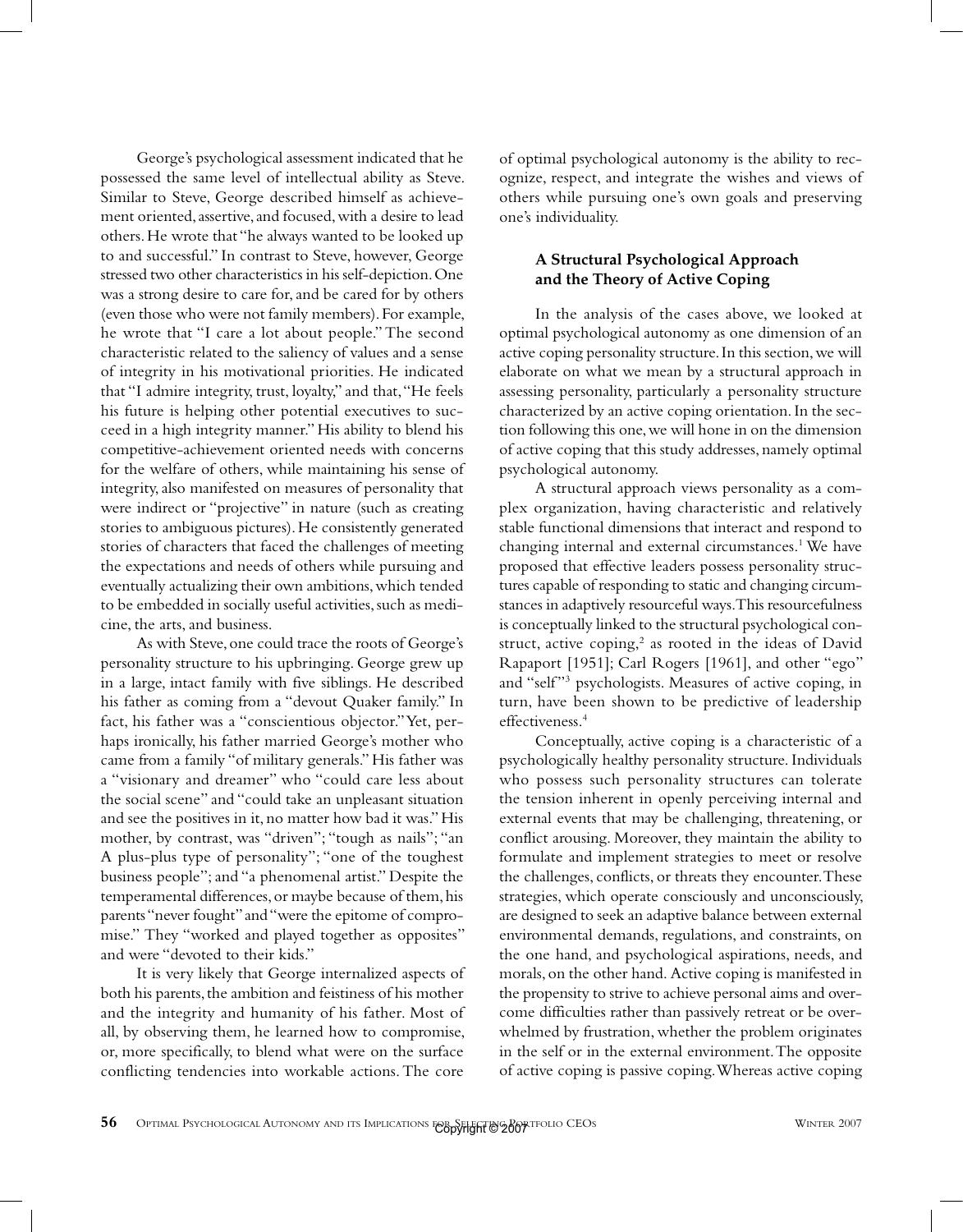George's psychological assessment indicated that he possessed the same level of intellectual ability as Steve. Similar to Steve, George described himself as achievement oriented, assertive, and focused, with a desire to lead others. He wrote that "he always wanted to be looked up to and successful." In contrast to Steve, however, George stressed two other characteristics in his self-depiction. One was a strong desire to care for, and be cared for by others (even those who were not family members). For example, he wrote that "I care a lot about people." The second characteristic related to the saliency of values and a sense of integrity in his motivational priorities. He indicated that "I admire integrity, trust, loyalty," and that, "He feels his future is helping other potential executives to succeed in a high integrity manner." His ability to blend his competitive-achievement oriented needs with concerns for the welfare of others, while maintaining his sense of integrity, also manifested on measures of personality that were indirect or "projective" in nature (such as creating stories to ambiguous pictures). He consistently generated stories of characters that faced the challenges of meeting the expectations and needs of others while pursuing and eventually actualizing their own ambitions, which tended to be embedded in socially useful activities, such as medicine, the arts, and business.

As with Steve, one could trace the roots of George's personality structure to his upbringing. George grew up in a large, intact family with five siblings. He described his father as coming from a "devout Quaker family." In fact, his father was a "conscientious objector." Yet, perhaps ironically, his father married George's mother who came from a family "of military generals." His father was a "visionary and dreamer" who "could care less about the social scene" and "could take an unpleasant situation and see the positives in it, no matter how bad it was." His mother, by contrast, was "driven"; "tough as nails"; "an A plus-plus type of personality"; "one of the toughest business people"; and "a phenomenal artist." Despite the temperamental differences, or maybe because of them, his parents "never fought" and "were the epitome of compromise." They "worked and played together as opposites" and were "devoted to their kids."

It is very likely that George internalized aspects of both his parents, the ambition and feistiness of his mother and the integrity and humanity of his father. Most of all, by observing them, he learned how to compromise, or, more specifically, to blend what were on the surface conflicting tendencies into workable actions. The core of optimal psychological autonomy is the ability to recognize, respect, and integrate the wishes and views of others while pursuing one's own goals and preserving one's individuality.

### A Structural Psychological Approach and the Theory of Active Coping

In the analysis of the cases above, we looked at optimal psychological autonomy as one dimension of an active coping personality structure. In this section, we will elaborate on what we mean by a structural approach in assessing personality, particularly a personality structure characterized by an active coping orientation. In the section following this one, we will hone in on the dimension of active coping that this study addresses, namely optimal psychological autonomy.

A structural approach views personality as a complex organization, having characteristic and relatively stable functional dimensions that interact and respond to changing internal and external circumstances.[1] We have proposed that effective leaders possess personality structures capable of responding to static and changing circumstances in adaptively resourceful ways. This resourcefulness is conceptually linked to the structural psychological construct, active coping,[2] as rooted in the ideas of David Rapaport [1951]; Carl Rogers [1961], and other "ego" and "self"[3] psychologists. Measures of active coping, in turn, have been shown to be predictive of leadership effectiveness.[4]

Conceptually, active coping is a characteristic of a psychologically healthy personality structure. Individuals who possess such personality structures can tolerate the tension inherent in openly perceiving internal and external events that may be challenging, threatening, or conflict arousing. Moreover, they maintain the ability to formulate and implement strategies to meet or resolve the challenges, conflicts, or threats they encounter. These strategies, which operate consciously and unconsciously, are designed to seek an adaptive balance between external environmental demands, regulations, and constraints, on the one hand, and psychological aspirations, needs, and morals, on the other hand. Active coping is manifested in the propensity to strive to achieve personal aims and overcome difficulties rather than passively retreat or be overwhelmed by frustration, whether the problem originates in the self or in the external environment. The opposite of active coping is passive coping. Whereas active coping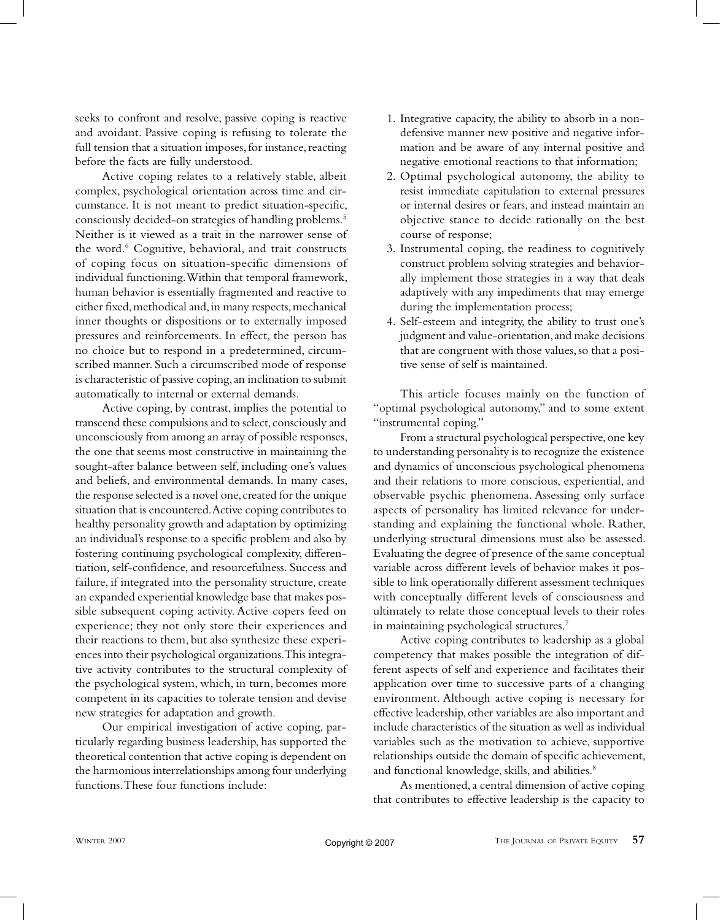seeks to confront and resolve, passive coping is reactive and avoidant. Passive coping is refusing to tolerate the full tension that a situation imposes, for instance, reacting before the facts are fully understood.

Active coping relates to a relatively stable, albeit complex, psychological orientation across time and circumstance. It is not meant to predict situation-specific, consciously decided-on strategies of handling problems.[5] Neither is it viewed as a trait in the narrower sense of the word.[6] Cognitive, behavioral, and trait constructs of coping focus on situation-specific dimensions of individual functioning. Within that temporal framework, human behavior is essentially fragmented and reactive to either fixed, methodical and, in many respects, mechanical inner thoughts or dispositions or to externally imposed pressures and reinforcements. In effect, the person has no choice but to respond in a predetermined, circumscribed manner. Such a circumscribed mode of response is characteristic of passive coping, an inclination to submit automatically to internal or external demands.

Active coping, by contrast, implies the potential to transcend these compulsions and to select, consciously and unconsciously from among an array of possible responses, the one that seems most constructive in maintaining the sought-after balance between self, including one's values and beliefs, and environmental demands. In many cases, the response selected is a novel one, created for the unique situation that is encountered. Active coping contributes to healthy personality growth and adaptation by optimizing an individual's response to a specific problem and also by fostering continuing psychological complexity, differentiation, self-confidence, and resourcefulness. Success and failure, if integrated into the personality structure, create an expanded experiential knowledge base that makes possible subsequent coping activity. Active copers feed on experience; they not only store their experiences and their reactions to them, but also synthesize these experiences into their psychological organizations. This integrative activity contributes to the structural complexity of the psychological system, which, in turn, becomes more competent in its capacities to tolerate tension and devise new strategies for adaptation and growth.

Our empirical investigation of active coping, particularly regarding business leadership, has supported the theoretical contention that active coping is dependent on the harmonious interrelationships among four underlying functions. These four functions include:

1. Integrative capacity, the ability to absorb in a non-defensive manner new positive and negative information and be aware of any internal positive and negative emotional reactions to that information;
2. Optimal psychological autonomy, the ability to resist immediate capitulation to external pressures or internal desires or fears, and instead maintain an objective stance to decide rationally on the best course of response;
3. Instrumental coping, the readiness to cognitively construct problem solving strategies and behaviorally implement those strategies in a way that deals adaptively with any impediments that may emerge during the implementation process;
4. Self-esteem and integrity, the ability to trust one's judgment and value-orientation, and make decisions that are congruent with those values, so that a positive sense of self is maintained.

This article focuses mainly on the function of "optimal psychological autonomy," and to some extent "instrumental coping."

From a structural psychological perspective, one key to understanding personality is to recognize the existence and dynamics of unconscious psychological phenomena and their relations to more conscious, experiential, and observable psychic phenomena. Assessing only surface aspects of personality has limited relevance for understanding and explaining the functional whole. Rather, underlying structural dimensions must also be assessed. Evaluating the degree of presence of the same conceptual variable across different levels of behavior makes it possible to link operationally different assessment techniques with conceptually different levels of consciousness and ultimately to relate those conceptual levels to their roles in maintaining psychological structures.[7]

Active coping contributes to leadership as a global competency that makes possible the integration of different aspects of self and experience and facilitates their application over time to successive parts of a changing environment. Although active coping is necessary for effective leadership, other variables are also important and include characteristics of the situation as well as individual variables such as the motivation to achieve, supportive relationships outside the domain of specific achievement, and functional knowledge, skills, and abilities.[8]

As mentioned, a central dimension of active coping that contributes to effective leadership is the capacity to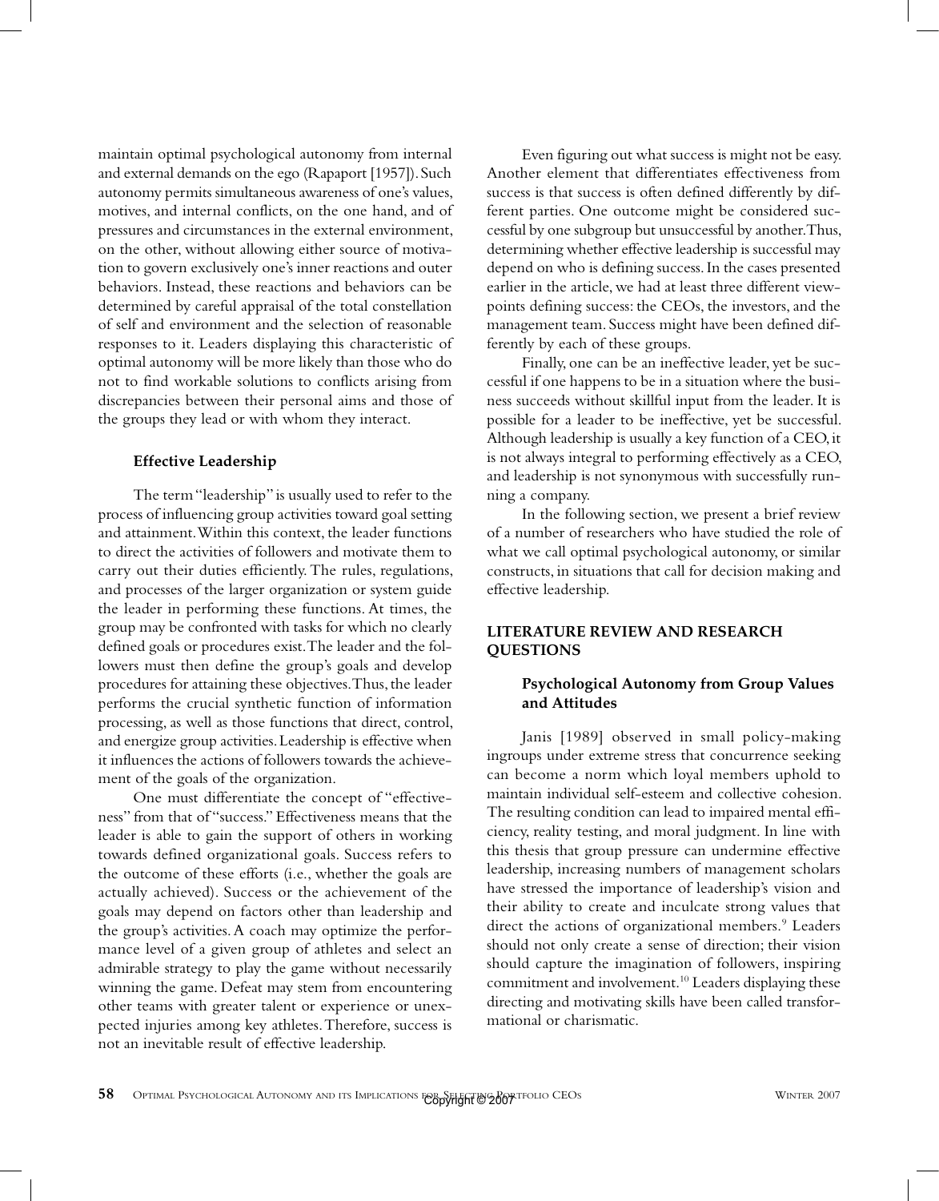maintain optimal psychological autonomy from internal and external demands on the ego (Rapaport [1957]). Such autonomy permits simultaneous awareness of one's values, motives, and internal conflicts, on the one hand, and of pressures and circumstances in the external environment, on the other, without allowing either source of motivation to govern exclusively one's inner reactions and outer behaviors. Instead, these reactions and behaviors can be determined by careful appraisal of the total constellation of self and environment and the selection of reasonable responses to it. Leaders displaying this characteristic of optimal autonomy will be more likely than those who do not to find workable solutions to conflicts arising from discrepancies between their personal aims and those of the groups they lead or with whom they interact.

### Effective Leadership

The term "leadership" is usually used to refer to the process of influencing group activities toward goal setting and attainment. Within this context, the leader functions to direct the activities of followers and motivate them to carry out their duties efficiently. The rules, regulations, and processes of the larger organization or system guide the leader in performing these functions. At times, the group may be confronted with tasks for which no clearly defined goals or procedures exist. The leader and the followers must then define the group's goals and develop procedures for attaining these objectives. Thus, the leader performs the crucial synthetic function of information processing, as well as those functions that direct, control, and energize group activities. Leadership is effective when it influences the actions of followers towards the achievement of the goals of the organization.

One must differentiate the concept of "effectiveness" from that of "success." Effectiveness means that the leader is able to gain the support of others in working towards defined organizational goals. Success refers to the outcome of these efforts (i.e., whether the goals are actually achieved). Success or the achievement of the goals may depend on factors other than leadership and the group's activities. A coach may optimize the performance level of a given group of athletes and select an admirable strategy to play the game without necessarily winning the game. Defeat may stem from encountering other teams with greater talent or experience or unexpected injuries among key athletes. Therefore, success is not an inevitable result of effective leadership.

Even figuring out what success is might not be easy. Another element that differentiates effectiveness from success is that success is often defined differently by different parties. One outcome might be considered successful by one subgroup but unsuccessful by another. Thus, determining whether effective leadership is successful may depend on who is defining success. In the cases presented earlier in the article, we had at least three different viewpoints defining success: the CEOs, the investors, and the management team. Success might have been defined differently by each of these groups.

Finally, one can be an ineffective leader, yet be successful if one happens to be in a situation where the business succeeds without skillful input from the leader. It is possible for a leader to be ineffective, yet be successful. Although leadership is usually a key function of a CEO, it is not always integral to performing effectively as a CEO, and leadership is not synonymous with successfully running a company.

In the following section, we present a brief review of a number of researchers who have studied the role of what we call optimal psychological autonomy, or similar constructs, in situations that call for decision making and effective leadership.

## LITERATURE REVIEW AND RESEARCH QUESTIONS

### Psychological Autonomy from Group Values and Attitudes

Janis [1989] observed in small policy-making ingroups under extreme stress that concurrence seeking can become a norm which loyal members uphold to maintain individual self-esteem and collective cohesion. The resulting condition can lead to impaired mental efficiency, reality testing, and moral judgment. In line with this thesis that group pressure can undermine effective leadership, increasing numbers of management scholars have stressed the importance of leadership's vision and their ability to create and inculcate strong values that direct the actions of organizational members.[9] Leaders should not only create a sense of direction; their vision should capture the imagination of followers, inspiring commitment and involvement.[10] Leaders displaying these directing and motivating skills have been called transformational or charismatic.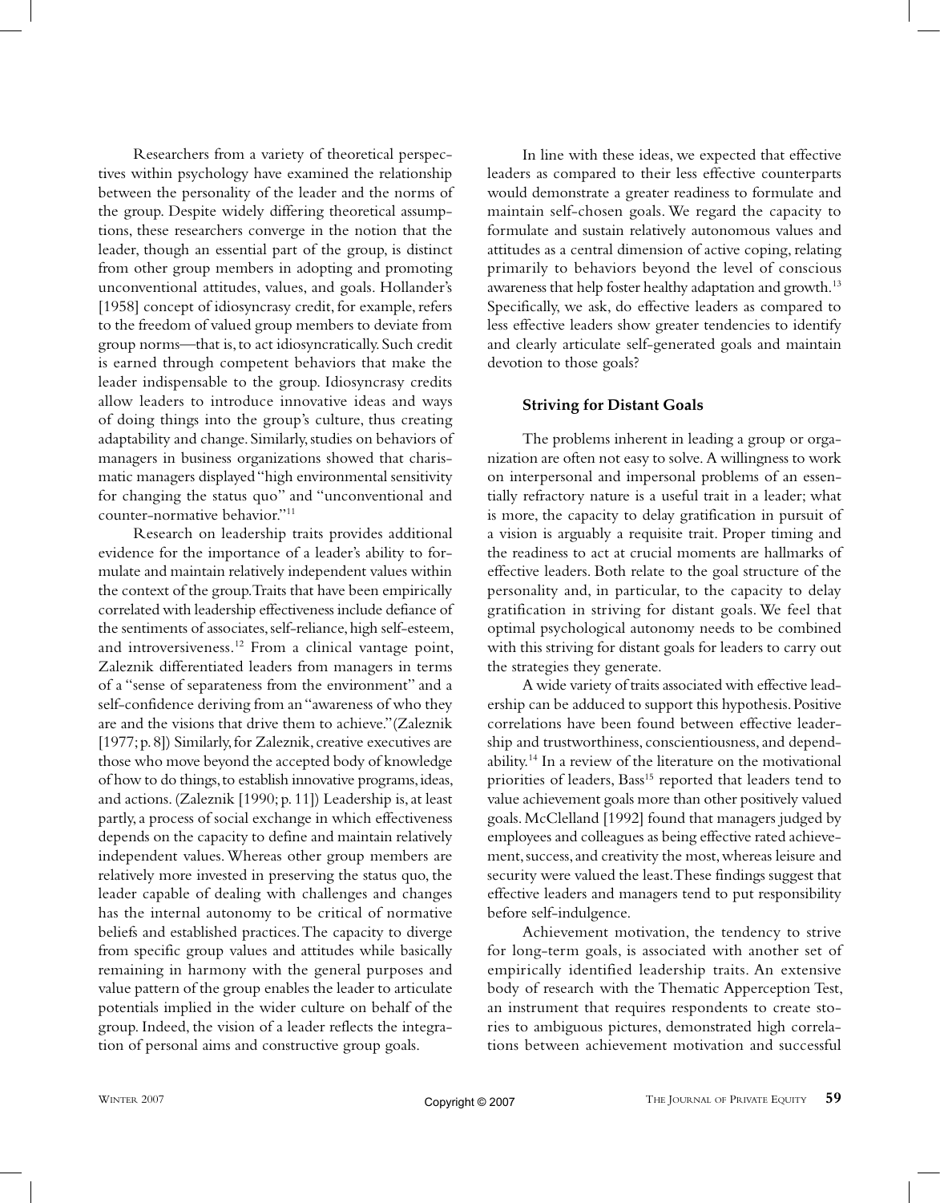Researchers from a variety of theoretical perspectives within psychology have examined the relationship between the personality of the leader and the norms of the group. Despite widely differing theoretical assumptions, these researchers converge in the notion that the leader, though an essential part of the group, is distinct from other group members in adopting and promoting unconventional attitudes, values, and goals. Hollander's [1958] concept of idiosyncrasy credit, for example, refers to the freedom of valued group members to deviate from group norms—that is, to act idiosyncratically. Such credit is earned through competent behaviors that make the leader indispensable to the group. Idiosyncrasy credits allow leaders to introduce innovative ideas and ways of doing things into the group's culture, thus creating adaptability and change. Similarly, studies on behaviors of managers in business organizations showed that charismatic managers displayed "high environmental sensitivity for changing the status quo" and "unconventional and counter-normative behavior."[11]

Research on leadership traits provides additional evidence for the importance of a leader's ability to formulate and maintain relatively independent values within the context of the group. Traits that have been empirically correlated with leadership effectiveness include defiance of the sentiments of associates, self-reliance, high self-esteem, and introversiveness.[12] From a clinical vantage point, Zaleznik differentiated leaders from managers in terms of a "sense of separateness from the environment" and a self-confidence deriving from an "awareness of who they are and the visions that drive them to achieve." (Zaleznik [1977; p. 8]) Similarly, for Zaleznik, creative executives are those who move beyond the accepted body of knowledge of how to do things, to establish innovative programs, ideas, and actions. (Zaleznik [1990; p. 11]) Leadership is, at least partly, a process of social exchange in which effectiveness depends on the capacity to define and maintain relatively independent values. Whereas other group members are relatively more invested in preserving the status quo, the leader capable of dealing with challenges and changes has the internal autonomy to be critical of normative beliefs and established practices. The capacity to diverge from specific group values and attitudes while basically remaining in harmony with the general purposes and value pattern of the group enables the leader to articulate potentials implied in the wider culture on behalf of the group. Indeed, the vision of a leader reflects the integration of personal aims and constructive group goals.

In line with these ideas, we expected that effective leaders as compared to their less effective counterparts would demonstrate a greater readiness to formulate and maintain self-chosen goals. We regard the capacity to formulate and sustain relatively autonomous values and attitudes as a central dimension of active coping, relating primarily to behaviors beyond the level of conscious awareness that help foster healthy adaptation and growth.[13] Specifically, we ask, do effective leaders as compared to less effective leaders show greater tendencies to identify and clearly articulate self-generated goals and maintain devotion to those goals?

### Striving for Distant Goals

The problems inherent in leading a group or organization are often not easy to solve. A willingness to work on interpersonal and impersonal problems of an essentially refractory nature is a useful trait in a leader; what is more, the capacity to delay gratification in pursuit of a vision is arguably a requisite trait. Proper timing and the readiness to act at crucial moments are hallmarks of effective leaders. Both relate to the goal structure of the personality and, in particular, to the capacity to delay gratification in striving for distant goals. We feel that optimal psychological autonomy needs to be combined with this striving for distant goals for leaders to carry out the strategies they generate.

A wide variety of traits associated with effective leadership can be adduced to support this hypothesis. Positive correlations have been found between effective leadership and trustworthiness, conscientiousness, and dependability.[14] In a review of the literature on the motivational priorities of leaders, Bass[15] reported that leaders tend to value achievement goals more than other positively valued goals. McClelland [1992] found that managers judged by employees and colleagues as being effective rated achievement, success, and creativity the most, whereas leisure and security were valued the least. These findings suggest that effective leaders and managers tend to put responsibility before self-indulgence.

Achievement motivation, the tendency to strive for long-term goals, is associated with another set of empirically identified leadership traits. An extensive body of research with the Thematic Apperception Test, an instrument that requires respondents to create stories to ambiguous pictures, demonstrated high correlations between achievement motivation and successful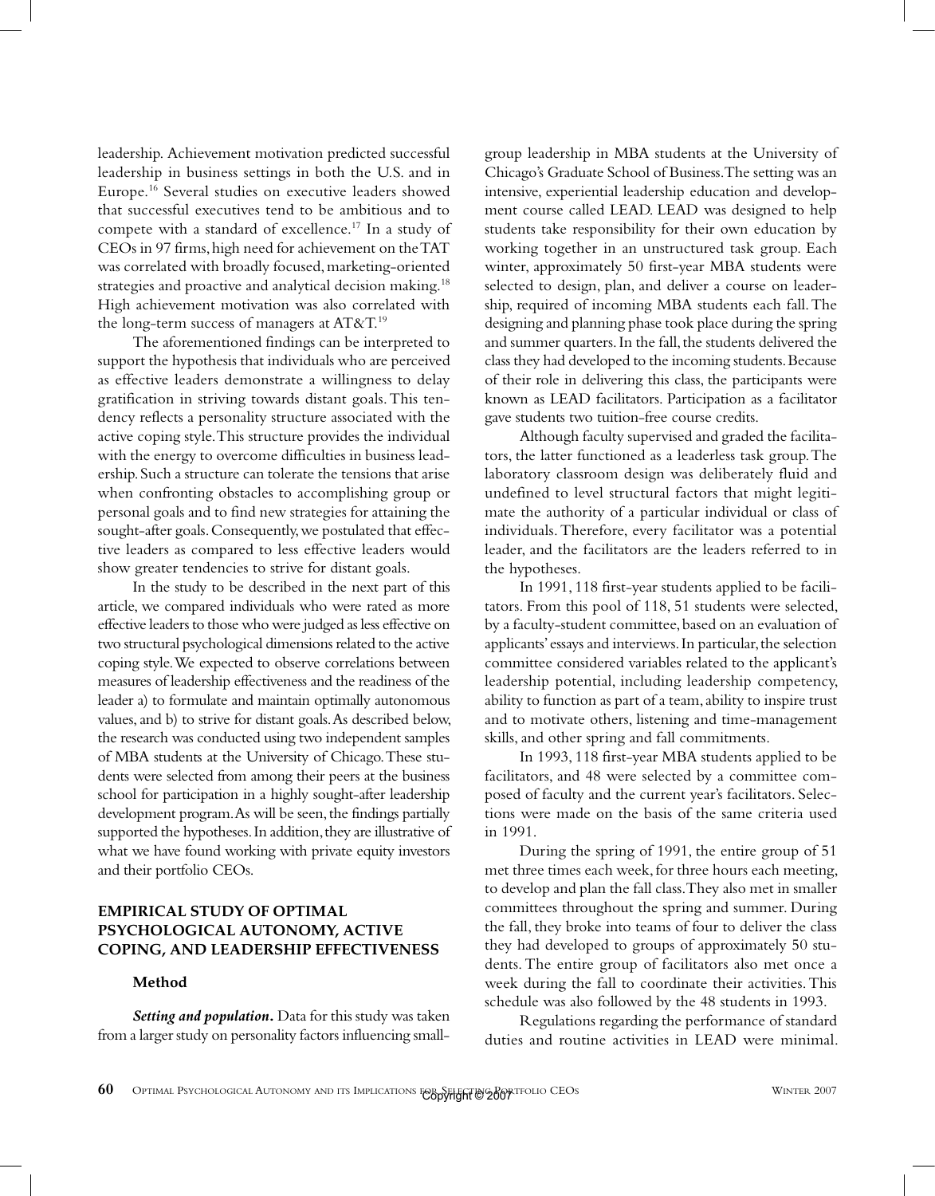leadership. Achievement motivation predicted successful leadership in business settings in both the U.S. and in Europe.[16] Several studies on executive leaders showed that successful executives tend to be ambitious and to compete with a standard of excellence.[17] In a study of CEOs in 97 firms, high need for achievement on the TAT was correlated with broadly focused, marketing-oriented strategies and proactive and analytical decision making.[18] High achievement motivation was also correlated with the long-term success of managers at AT&T.[19]

The aforementioned findings can be interpreted to support the hypothesis that individuals who are perceived as effective leaders demonstrate a willingness to delay gratification in striving towards distant goals. This tendency reflects a personality structure associated with the active coping style. This structure provides the individual with the energy to overcome difficulties in business leadership. Such a structure can tolerate the tensions that arise when confronting obstacles to accomplishing group or personal goals and to find new strategies for attaining the sought-after goals. Consequently, we postulated that effective leaders as compared to less effective leaders would show greater tendencies to strive for distant goals.

In the study to be described in the next part of this article, we compared individuals who were rated as more effective leaders to those who were judged as less effective on two structural psychological dimensions related to the active coping style. We expected to observe correlations between measures of leadership effectiveness and the readiness of the leader a) to formulate and maintain optimally autonomous values, and b) to strive for distant goals. As described below, the research was conducted using two independent samples of MBA students at the University of Chicago. These students were selected from among their peers at the business school for participation in a highly sought-after leadership development program. As will be seen, the findings partially supported the hypotheses. In addition, they are illustrative of what we have found working with private equity investors and their portfolio CEOs.

## EMPIRICAL STUDY OF OPTIMAL PSYCHOLOGICAL AUTONOMY, ACTIVE COPING, AND LEADERSHIP EFFECTIVENESS

### Method

***Setting and population.*** Data for this study was taken from a larger study on personality factors influencing small-group leadership in MBA students at the University of Chicago's Graduate School of Business. The setting was an intensive, experiential leadership education and development course called LEAD. LEAD was designed to help students take responsibility for their own education by working together in an unstructured task group. Each winter, approximately 50 first-year MBA students were selected to design, plan, and deliver a course on leadership, required of incoming MBA students each fall. The designing and planning phase took place during the spring and summer quarters. In the fall, the students delivered the class they had developed to the incoming students. Because of their role in delivering this class, the participants were known as LEAD facilitators. Participation as a facilitator gave students two tuition-free course credits.

Although faculty supervised and graded the facilitators, the latter functioned as a leaderless task group. The laboratory classroom design was deliberately fluid and undefined to level structural factors that might legitimate the authority of a particular individual or class of individuals. Therefore, every facilitator was a potential leader, and the facilitators are the leaders referred to in the hypotheses.

In 1991, 118 first-year students applied to be facilitators. From this pool of 118, 51 students were selected, by a faculty-student committee, based on an evaluation of applicants' essays and interviews. In particular, the selection committee considered variables related to the applicant's leadership potential, including leadership competency, ability to function as part of a team, ability to inspire trust and to motivate others, listening and time-management skills, and other spring and fall commitments.

In 1993, 118 first-year MBA students applied to be facilitators, and 48 were selected by a committee composed of faculty and the current year's facilitators. Selections were made on the basis of the same criteria used in 1991.

During the spring of 1991, the entire group of 51 met three times each week, for three hours each meeting, to develop and plan the fall class. They also met in smaller committees throughout the spring and summer. During the fall, they broke into teams of four to deliver the class they had developed to groups of approximately 50 students. The entire group of facilitators also met once a week during the fall to coordinate their activities. This schedule was also followed by the 48 students in 1993.

Regulations regarding the performance of standard duties and routine activities in LEAD were minimal.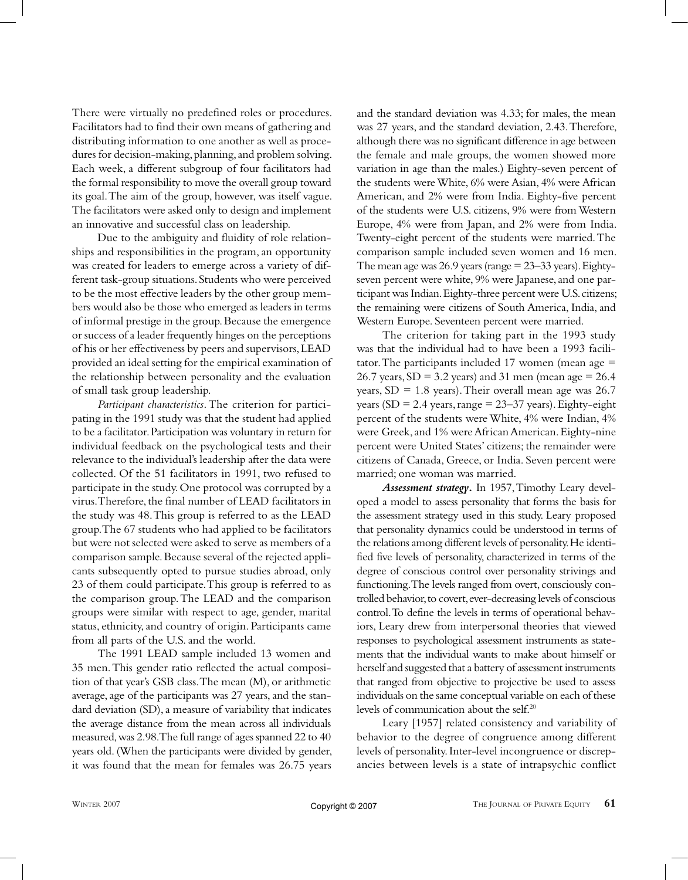There were virtually no predefined roles or procedures. Facilitators had to find their own means of gathering and distributing information to one another as well as procedures for decision-making, planning, and problem solving. Each week, a different subgroup of four facilitators had the formal responsibility to move the overall group toward its goal. The aim of the group, however, was itself vague. The facilitators were asked only to design and implement an innovative and successful class on leadership.

Due to the ambiguity and fluidity of role relationships and responsibilities in the program, an opportunity was created for leaders to emerge across a variety of different task-group situations. Students who were perceived to be the most effective leaders by the other group members would also be those who emerged as leaders in terms of informal prestige in the group. Because the emergence or success of a leader frequently hinges on the perceptions of his or her effectiveness by peers and supervisors, LEAD provided an ideal setting for the empirical examination of the relationship between personality and the evaluation of small task group leadership.

*Participant characteristics*. The criterion for participating in the 1991 study was that the student had applied to be a facilitator. Participation was voluntary in return for individual feedback on the psychological tests and their relevance to the individual's leadership after the data were collected. Of the 51 facilitators in 1991, two refused to participate in the study. One protocol was corrupted by a virus. Therefore, the final number of LEAD facilitators in the study was 48. This group is referred to as the LEAD group. The 67 students who had applied to be facilitators but were not selected were asked to serve as members of a comparison sample. Because several of the rejected applicants subsequently opted to pursue studies abroad, only 23 of them could participate. This group is referred to as the comparison group. The LEAD and the comparison groups were similar with respect to age, gender, marital status, ethnicity, and country of origin. Participants came from all parts of the U.S. and the world.

The 1991 LEAD sample included 13 women and 35 men. This gender ratio reflected the actual composition of that year's GSB class. The mean (M), or arithmetic average, age of the participants was 27 years, and the standard deviation (SD), a measure of variability that indicates the average distance from the mean across all individuals measured, was 2.98. The full range of ages spanned 22 to 40 years old. (When the participants were divided by gender, it was found that the mean for females was 26.75 years and the standard deviation was 4.33; for males, the mean was 27 years, and the standard deviation, 2.43. Therefore, although there was no significant difference in age between the female and male groups, the women showed more variation in age than the males.) Eighty-seven percent of the students were White, 6% were Asian, 4% were African American, and 2% were from India. Eighty-five percent of the students were U.S. citizens, 9% were from Western Europe, 4% were from Japan, and 2% were from India. Twenty-eight percent of the students were married. The comparison sample included seven women and 16 men. The mean age was 26.9 years (range = 23–33 years). Eighty-seven percent were white, 9% were Japanese, and one participant was Indian. Eighty-three percent were U.S. citizens; the remaining were citizens of South America, India, and Western Europe. Seventeen percent were married.

The criterion for taking part in the 1993 study was that the individual had to have been a 1993 facilitator. The participants included 17 women (mean age = 26.7 years, SD = 3.2 years) and 31 men (mean age = 26.4 years, SD = 1.8 years). Their overall mean age was 26.7 years (SD = 2.4 years, range = 23–37 years). Eighty-eight percent of the students were White, 4% were Indian, 4% were Greek, and 1% were African American. Eighty-nine percent were United States' citizens; the remainder were citizens of Canada, Greece, or India. Seven percent were married; one woman was married.

***Assessment strategy***. In 1957, Timothy Leary developed a model to assess personality that forms the basis for the assessment strategy used in this study. Leary proposed that personality dynamics could be understood in terms of the relations among different levels of personality. He identified five levels of personality, characterized in terms of the degree of conscious control over personality strivings and functioning. The levels ranged from overt, consciously controlled behavior, to covert, ever-decreasing levels of conscious control. To define the levels in terms of operational behaviors, Leary drew from interpersonal theories that viewed responses to psychological assessment instruments as statements that the individual wants to make about himself or herself and suggested that a battery of assessment instruments that ranged from objective to projective be used to assess individuals on the same conceptual variable on each of these levels of communication about the self.[20]

Leary [1957] related consistency and variability of behavior to the degree of congruence among different levels of personality. Inter-level incongruence or discrepancies between levels is a state of intrapsychic conflict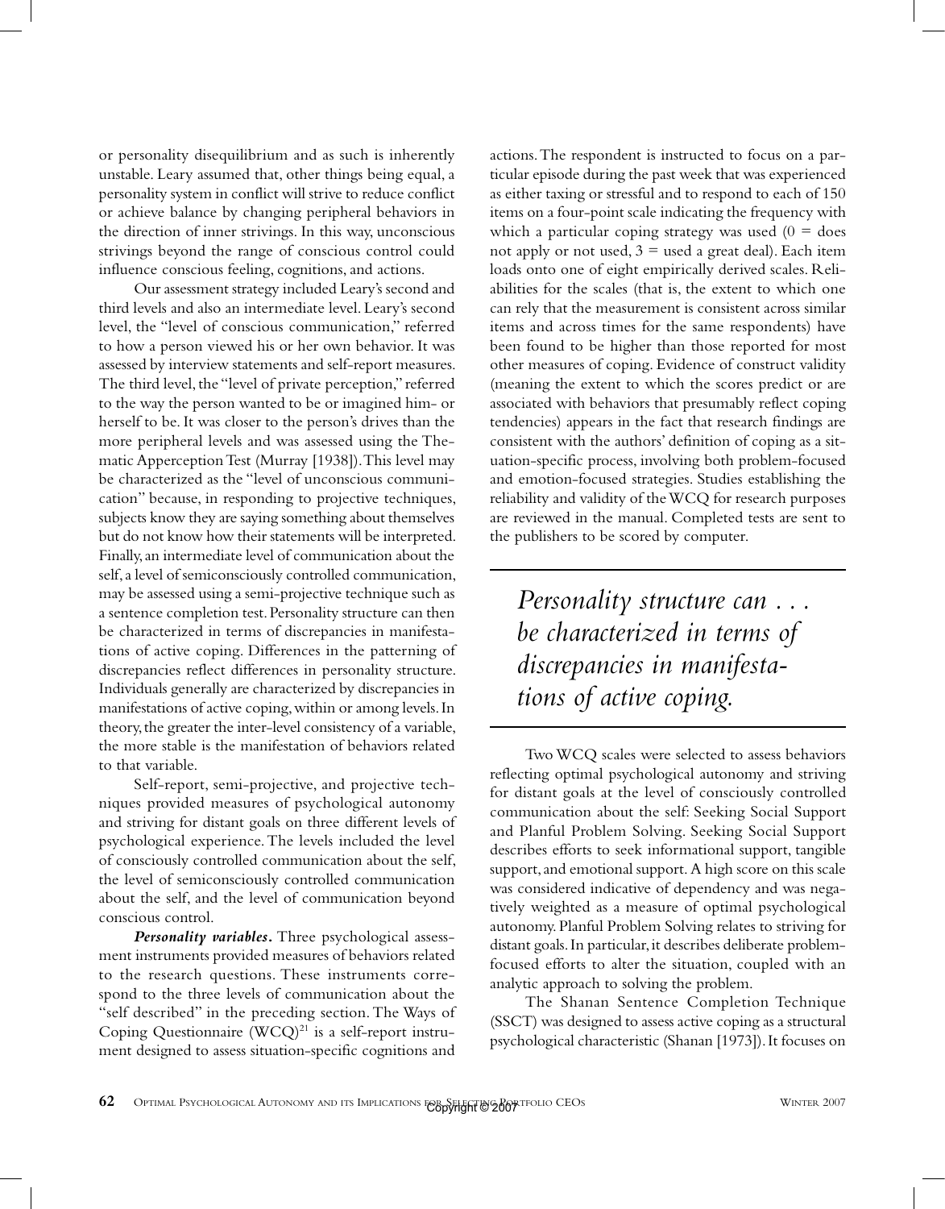or personality disequilibrium and as such is inherently unstable. Leary assumed that, other things being equal, a personality system in conflict will strive to reduce conflict or achieve balance by changing peripheral behaviors in the direction of inner strivings. In this way, unconscious strivings beyond the range of conscious control could influence conscious feeling, cognitions, and actions.

Our assessment strategy included Leary's second and third levels and also an intermediate level. Leary's second level, the "level of conscious communication," referred to how a person viewed his or her own behavior. It was assessed by interview statements and self-report measures. The third level, the "level of private perception," referred to the way the person wanted to be or imagined him- or herself to be. It was closer to the person's drives than the more peripheral levels and was assessed using the Thematic Apperception Test (Murray [1938]). This level may be characterized as the "level of unconscious communication" because, in responding to projective techniques, subjects know they are saying something about themselves but do not know how their statements will be interpreted. Finally, an intermediate level of communication about the self, a level of semiconsciously controlled communication, may be assessed using a semi-projective technique such as a sentence completion test. Personality structure can then be characterized in terms of discrepancies in manifestations of active coping. Differences in the patterning of discrepancies reflect differences in personality structure. Individuals generally are characterized by discrepancies in manifestations of active coping, within or among levels. In theory, the greater the inter-level consistency of a variable, the more stable is the manifestation of behaviors related to that variable.

Self-report, semi-projective, and projective techniques provided measures of psychological autonomy and striving for distant goals on three different levels of psychological experience. The levels included the level of consciously controlled communication about the self, the level of semiconsciously controlled communication about the self, and the level of communication beyond conscious control.

***Personality variables.*** Three psychological assessment instruments provided measures of behaviors related to the research questions. These instruments correspond to the three levels of communication about the "self described" in the preceding section. The Ways of Coping Questionnaire (WCQ)[21] is a self-report instrument designed to assess situation-specific cognitions and actions. The respondent is instructed to focus on a particular episode during the past week that was experienced as either taxing or stressful and to respond to each of 150 items on a four-point scale indicating the frequency with which a particular coping strategy was used (0 = does not apply or not used, 3 = used a great deal). Each item loads onto one of eight empirically derived scales. Reliabilities for the scales (that is, the extent to which one can rely that the measurement is consistent across similar items and across times for the same respondents) have been found to be higher than those reported for most other measures of coping. Evidence of construct validity (meaning the extent to which the scores predict or are associated with behaviors that presumably reflect coping tendencies) appears in the fact that research findings are consistent with the authors' definition of coping as a situation-specific process, involving both problem-focused and emotion-focused strategies. Studies establishing the reliability and validity of the WCQ for research purposes are reviewed in the manual. Completed tests are sent to the publishers to be scored by computer.

> *Personality structure can . . . be characterized in terms of discrepancies in manifestations of active coping.*

Two WCQ scales were selected to assess behaviors reflecting optimal psychological autonomy and striving for distant goals at the level of consciously controlled communication about the self: Seeking Social Support and Planful Problem Solving. Seeking Social Support describes efforts to seek informational support, tangible support, and emotional support. A high score on this scale was considered indicative of dependency and was negatively weighted as a measure of optimal psychological autonomy. Planful Problem Solving relates to striving for distant goals. In particular, it describes deliberate problem-focused efforts to alter the situation, coupled with an analytic approach to solving the problem.

The Shanan Sentence Completion Technique (SSCT) was designed to assess active coping as a structural psychological characteristic (Shanan [1973]). It focuses on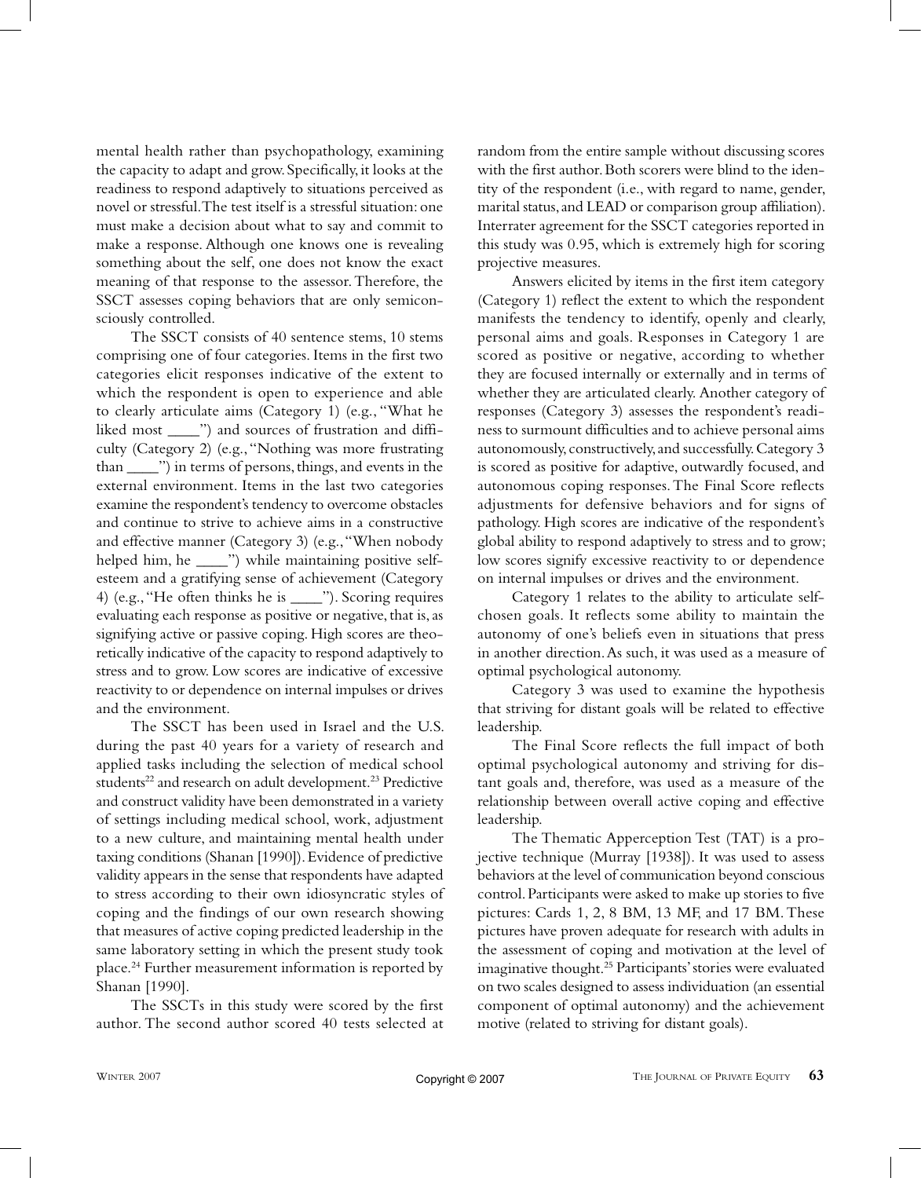mental health rather than psychopathology, examining the capacity to adapt and grow. Specifically, it looks at the readiness to respond adaptively to situations perceived as novel or stressful. The test itself is a stressful situation: one must make a decision about what to say and commit to make a response. Although one knows one is revealing something about the self, one does not know the exact meaning of that response to the assessor. Therefore, the SSCT assesses coping behaviors that are only semiconsciously controlled.

The SSCT consists of 40 sentence stems, 10 stems comprising one of four categories. Items in the first two categories elicit responses indicative of the extent to which the respondent is open to experience and able to clearly articulate aims (Category 1) (e.g., "What he liked most ____") and sources of frustration and difficulty (Category 2) (e.g., "Nothing was more frustrating than ____") in terms of persons, things, and events in the external environment. Items in the last two categories examine the respondent's tendency to overcome obstacles and continue to strive to achieve aims in a constructive and effective manner (Category 3) (e.g., "When nobody helped him, he ____") while maintaining positive self-esteem and a gratifying sense of achievement (Category 4) (e.g., "He often thinks he is ____"). Scoring requires evaluating each response as positive or negative, that is, as signifying active or passive coping. High scores are theoretically indicative of the capacity to respond adaptively to stress and to grow. Low scores are indicative of excessive reactivity to or dependence on internal impulses or drives and the environment.

The SSCT has been used in Israel and the U.S. during the past 40 years for a variety of research and applied tasks including the selection of medical school students[22] and research on adult development.[23] Predictive and construct validity have been demonstrated in a variety of settings including medical school, work, adjustment to a new culture, and maintaining mental health under taxing conditions (Shanan [1990]). Evidence of predictive validity appears in the sense that respondents have adapted to stress according to their own idiosyncratic styles of coping and the findings of our own research showing that measures of active coping predicted leadership in the same laboratory setting in which the present study took place.[24] Further measurement information is reported by Shanan [1990].

The SSCTs in this study were scored by the first author. The second author scored 40 tests selected at random from the entire sample without discussing scores with the first author. Both scorers were blind to the identity of the respondent (i.e., with regard to name, gender, marital status, and LEAD or comparison group affiliation). Interrater agreement for the SSCT categories reported in this study was 0.95, which is extremely high for scoring projective measures.

Answers elicited by items in the first item category (Category 1) reflect the extent to which the respondent manifests the tendency to identify, openly and clearly, personal aims and goals. Responses in Category 1 are scored as positive or negative, according to whether they are focused internally or externally and in terms of whether they are articulated clearly. Another category of responses (Category 3) assesses the respondent's readiness to surmount difficulties and to achieve personal aims autonomously, constructively, and successfully. Category 3 is scored as positive for adaptive, outwardly focused, and autonomous coping responses. The Final Score reflects adjustments for defensive behaviors and for signs of pathology. High scores are indicative of the respondent's global ability to respond adaptively to stress and to grow; low scores signify excessive reactivity to or dependence on internal impulses or drives and the environment.

Category 1 relates to the ability to articulate self-chosen goals. It reflects some ability to maintain the autonomy of one's beliefs even in situations that press in another direction. As such, it was used as a measure of optimal psychological autonomy.

Category 3 was used to examine the hypothesis that striving for distant goals will be related to effective leadership.

The Final Score reflects the full impact of both optimal psychological autonomy and striving for distant goals and, therefore, was used as a measure of the relationship between overall active coping and effective leadership.

The Thematic Apperception Test (TAT) is a projective technique (Murray [1938]). It was used to assess behaviors at the level of communication beyond conscious control. Participants were asked to make up stories to five pictures: Cards 1, 2, 8 BM, 13 MF, and 17 BM. These pictures have proven adequate for research with adults in the assessment of coping and motivation at the level of imaginative thought.[25] Participants' stories were evaluated on two scales designed to assess individuation (an essential component of optimal autonomy) and the achievement motive (related to striving for distant goals).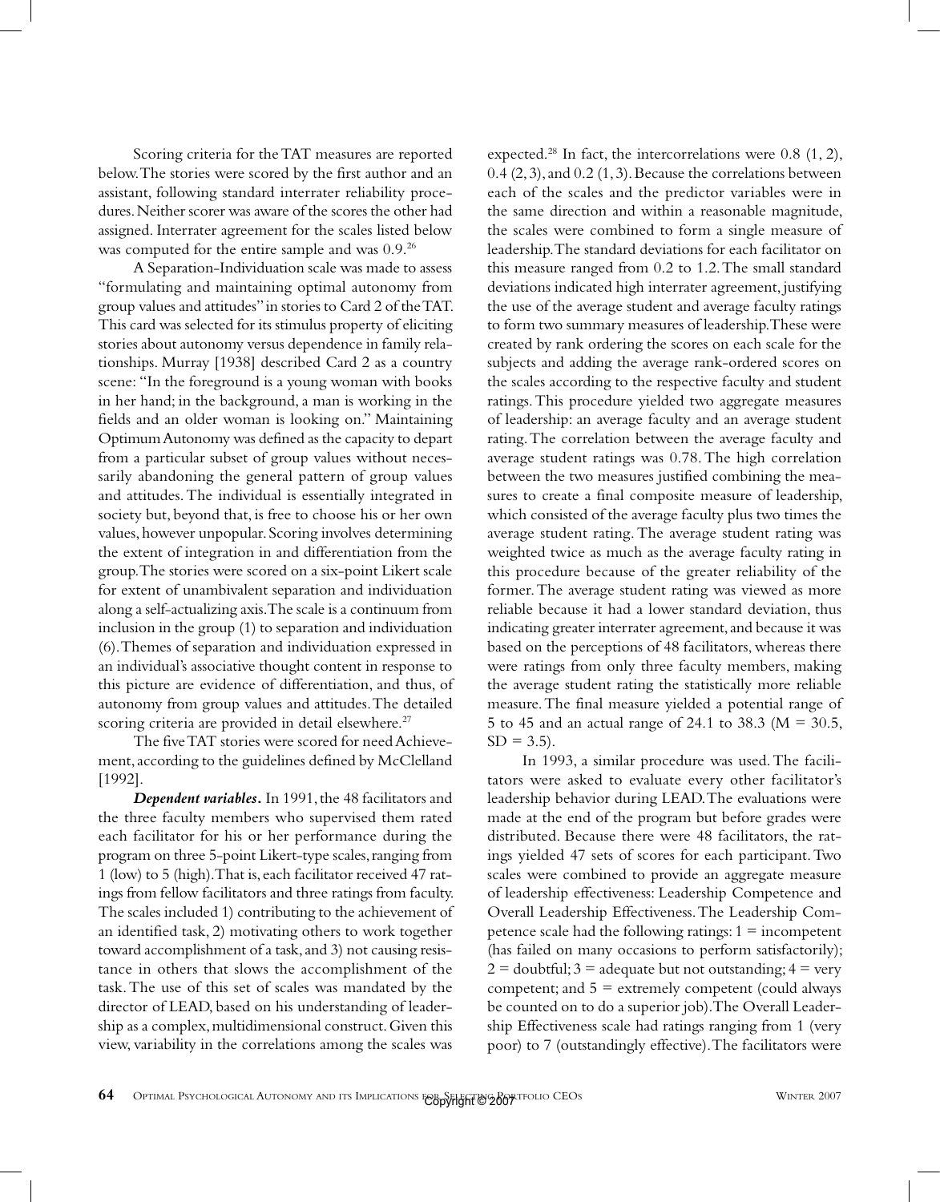Scoring criteria for the TAT measures are reported below. The stories were scored by the first author and an assistant, following standard interrater reliability procedures. Neither scorer was aware of the scores the other had assigned. Interrater agreement for the scales listed below was computed for the entire sample and was 0.9.[26]

A Separation-Individuation scale was made to assess "formulating and maintaining optimal autonomy from group values and attitudes" in stories to Card 2 of the TAT. This card was selected for its stimulus property of eliciting stories about autonomy versus dependence in family relationships. Murray [1938] described Card 2 as a country scene: "In the foreground is a young woman with books in her hand; in the background, a man is working in the fields and an older woman is looking on." Maintaining Optimum Autonomy was defined as the capacity to depart from a particular subset of group values without necessarily abandoning the general pattern of group values and attitudes. The individual is essentially integrated in society but, beyond that, is free to choose his or her own values, however unpopular. Scoring involves determining the extent of integration in and differentiation from the group. The stories were scored on a six-point Likert scale for extent of unambivalent separation and individuation along a self-actualizing axis. The scale is a continuum from inclusion in the group (1) to separation and individuation (6). Themes of separation and individuation expressed in an individual's associative thought content in response to this picture are evidence of differentiation, and thus, of autonomy from group values and attitudes. The detailed scoring criteria are provided in detail elsewhere.[27]

The five TAT stories were scored for need Achievement, according to the guidelines defined by McClelland [1992].

***Dependent variables.*** In 1991, the 48 facilitators and the three faculty members who supervised them rated each facilitator for his or her performance during the program on three 5-point Likert-type scales, ranging from 1 (low) to 5 (high). That is, each facilitator received 47 ratings from fellow facilitators and three ratings from faculty. The scales included 1) contributing to the achievement of an identified task, 2) motivating others to work together toward accomplishment of a task, and 3) not causing resistance in others that slows the accomplishment of the task. The use of this set of scales was mandated by the director of LEAD, based on his understanding of leadership as a complex, multidimensional construct. Given this view, variability in the correlations among the scales was expected.[28] In fact, the intercorrelations were 0.8 (1, 2), 0.4 (2, 3), and 0.2 (1, 3). Because the correlations between each of the scales and the predictor variables were in the same direction and within a reasonable magnitude, the scales were combined to form a single measure of leadership. The standard deviations for each facilitator on this measure ranged from 0.2 to 1.2. The small standard deviations indicated high interrater agreement, justifying the use of the average student and average faculty ratings to form two summary measures of leadership. These were created by rank ordering the scores on each scale for the subjects and adding the average rank-ordered scores on the scales according to the respective faculty and student ratings. This procedure yielded two aggregate measures of leadership: an average faculty and an average student rating. The correlation between the average faculty and average student ratings was 0.78. The high correlation between the two measures justified combining the measures to create a final composite measure of leadership, which consisted of the average faculty plus two times the average student rating. The average student rating was weighted twice as much as the average faculty rating in this procedure because of the greater reliability of the former. The average student rating was viewed as more reliable because it had a lower standard deviation, thus indicating greater interrater agreement, and because it was based on the perceptions of 48 facilitators, whereas there were ratings from only three faculty members, making the average student rating the statistically more reliable measure. The final measure yielded a potential range of 5 to 45 and an actual range of 24.1 to 38.3 ($M = 30.5$, $SD = 3.5$).

In 1993, a similar procedure was used. The facilitators were asked to evaluate every other facilitator's leadership behavior during LEAD. The evaluations were made at the end of the program but before grades were distributed. Because there were 48 facilitators, the ratings yielded 47 sets of scores for each participant. Two scales were combined to provide an aggregate measure of leadership effectiveness: Leadership Competence and Overall Leadership Effectiveness. The Leadership Competence scale had the following ratings: 1 = incompetent (has failed on many occasions to perform satisfactorily); 2 = doubtful; 3 = adequate but not outstanding; 4 = very competent; and 5 = extremely competent (could always be counted on to do a superior job). The Overall Leadership Effectiveness scale had ratings ranging from 1 (very poor) to 7 (outstandingly effective). The facilitators were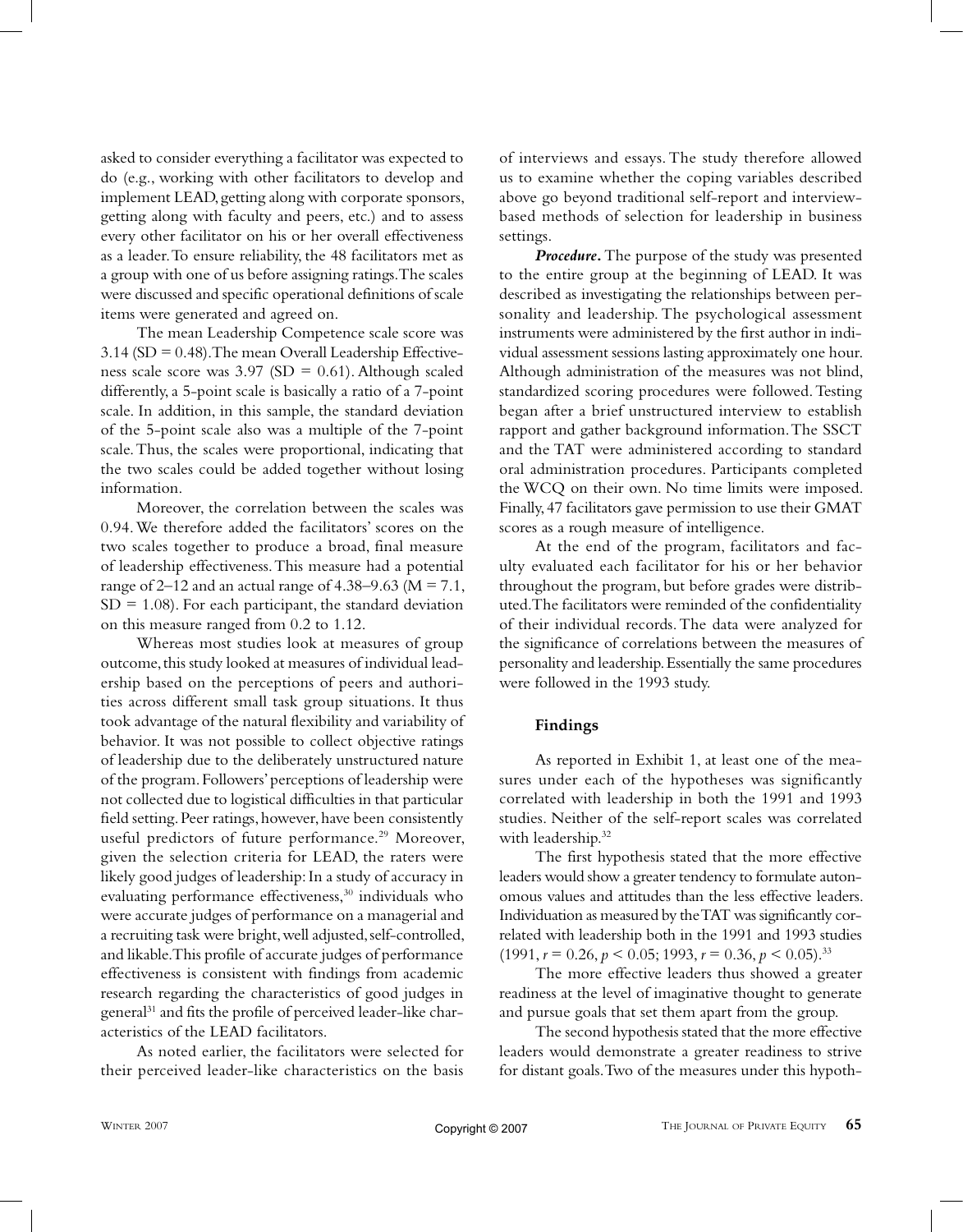asked to consider everything a facilitator was expected to do (e.g., working with other facilitators to develop and implement LEAD, getting along with corporate sponsors, getting along with faculty and peers, etc.) and to assess every other facilitator on his or her overall effectiveness as a leader. To ensure reliability, the 48 facilitators met as a group with one of us before assigning ratings. The scales were discussed and specific operational definitions of scale items were generated and agreed on.

The mean Leadership Competence scale score was 3.14 (SD = 0.48). The mean Overall Leadership Effectiveness scale score was 3.97 (SD = 0.61). Although scaled differently, a 5-point scale is basically a ratio of a 7-point scale. In addition, in this sample, the standard deviation of the 5-point scale also was a multiple of the 7-point scale. Thus, the scales were proportional, indicating that the two scales could be added together without losing information.

Moreover, the correlation between the scales was 0.94. We therefore added the facilitators' scores on the two scales together to produce a broad, final measure of leadership effectiveness. This measure had a potential range of 2–12 and an actual range of 4.38–9.63 (M = 7.1, SD = 1.08). For each participant, the standard deviation on this measure ranged from 0.2 to 1.12.

Whereas most studies look at measures of group outcome, this study looked at measures of individual leadership based on the perceptions of peers and authorities across different small task group situations. It thus took advantage of the natural flexibility and variability of behavior. It was not possible to collect objective ratings of leadership due to the deliberately unstructured nature of the program. Followers' perceptions of leadership were not collected due to logistical difficulties in that particular field setting. Peer ratings, however, have been consistently useful predictors of future performance.[29] Moreover, given the selection criteria for LEAD, the raters were likely good judges of leadership: In a study of accuracy in evaluating performance effectiveness,[30] individuals who were accurate judges of performance on a managerial and a recruiting task were bright, well adjusted, self-controlled, and likable. This profile of accurate judges of performance effectiveness is consistent with findings from academic research regarding the characteristics of good judges in general[31] and fits the profile of perceived leader-like characteristics of the LEAD facilitators.

As noted earlier, the facilitators were selected for their perceived leader-like characteristics on the basis of interviews and essays. The study therefore allowed us to examine whether the coping variables described above go beyond traditional self-report and interview-based methods of selection for leadership in business settings.

***Procedure.*** The purpose of the study was presented to the entire group at the beginning of LEAD. It was described as investigating the relationships between personality and leadership. The psychological assessment instruments were administered by the first author in individual assessment sessions lasting approximately one hour. Although administration of the measures was not blind, standardized scoring procedures were followed. Testing began after a brief unstructured interview to establish rapport and gather background information. The SSCT and the TAT were administered according to standard oral administration procedures. Participants completed the WCQ on their own. No time limits were imposed. Finally, 47 facilitators gave permission to use their GMAT scores as a rough measure of intelligence.

At the end of the program, facilitators and faculty evaluated each facilitator for his or her behavior throughout the program, but before grades were distributed. The facilitators were reminded of the confidentiality of their individual records. The data were analyzed for the significance of correlations between the measures of personality and leadership. Essentially the same procedures were followed in the 1993 study.

### Findings

As reported in Exhibit 1, at least one of the measures under each of the hypotheses was significantly correlated with leadership in both the 1991 and 1993 studies. Neither of the self-report scales was correlated with leadership.[32]

The first hypothesis stated that the more effective leaders would show a greater tendency to formulate autonomous values and attitudes than the less effective leaders. Individuation as measured by the TAT was significantly correlated with leadership both in the 1991 and 1993 studies (1991, $r = 0.26$, $p < 0.05$; 1993, $r = 0.36$, $p < 0.05$).[33]

The more effective leaders thus showed a greater readiness at the level of imaginative thought to generate and pursue goals that set them apart from the group.

The second hypothesis stated that the more effective leaders would demonstrate a greater readiness to strive for distant goals. Two of the measures under this hypoth-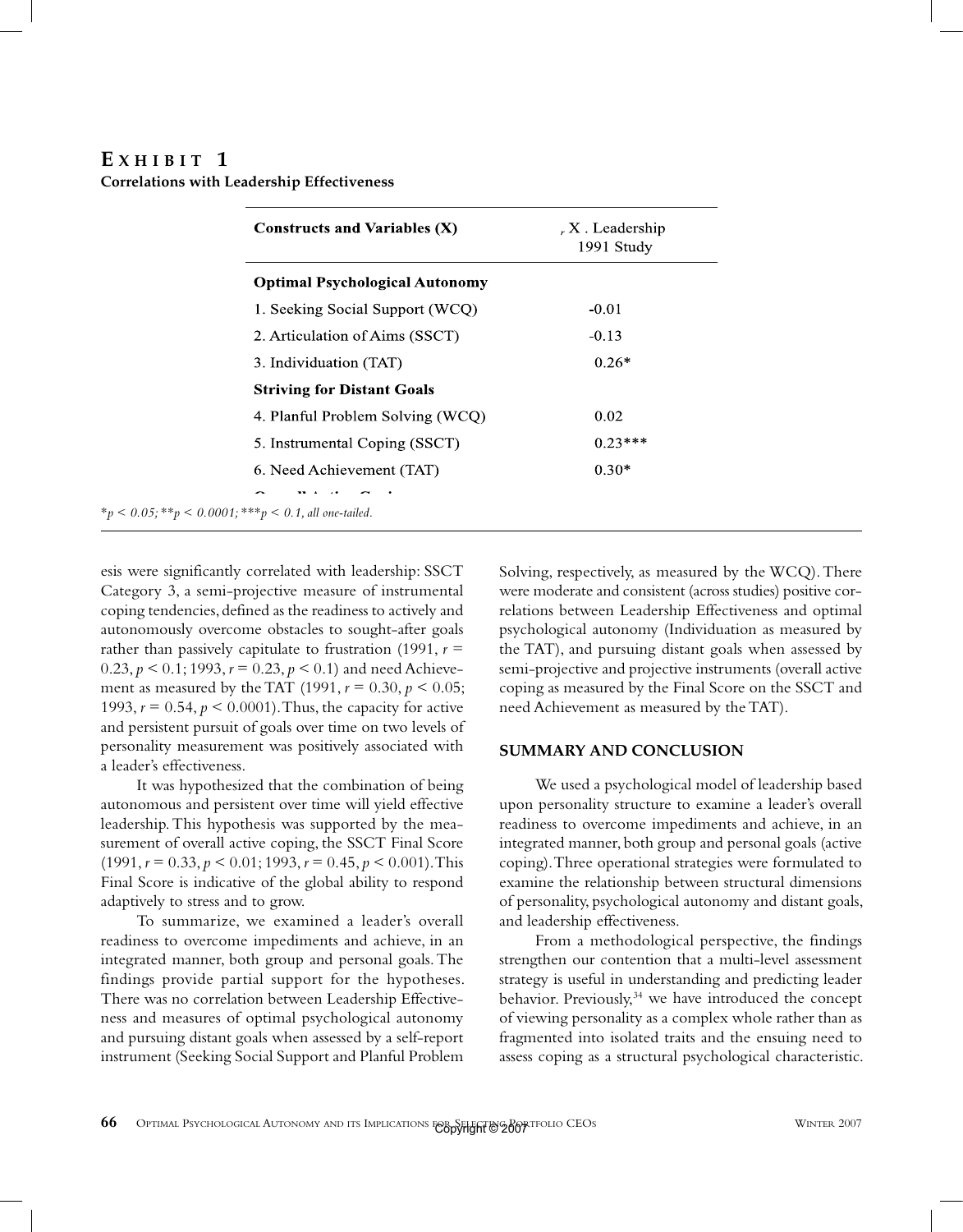## EXHIBIT 1

**Correlations with Leadership Effectiveness**

| Constructs and Variables (X) | $r$ X . Leadership 1991 Study |
|---|---|
| **Optimal Psychological Autonomy** | |
| 1. Seeking Social Support (WCQ) | -0.01 |
| 2. Articulation of Aims (SSCT) | -0.13 |
| 3. Individuation (TAT) | 0.26* |
| **Striving for Distant Goals** | |
| 4. Planful Problem Solving (WCQ) | 0.02 |
| 5. Instrumental Coping (SSCT) | 0.23*** |
| 6. Need Achievement (TAT) | 0.30* |

*$p < 0.05$; **$p < 0.0001$; ***$p < 0.1$, all one-tailed.

esis were significantly correlated with leadership: SSCT Category 3, a semi-projective measure of instrumental coping tendencies, defined as the readiness to actively and autonomously overcome obstacles to sought-after goals rather than passively capitulate to frustration (1991, $r = 0.23$, $p < 0.1$; 1993, $r = 0.23$, $p < 0.1$) and need Achievement as measured by the TAT (1991, $r = 0.30$, $p < 0.05$; 1993, $r = 0.54$, $p < 0.0001$). Thus, the capacity for active and persistent pursuit of goals over time on two levels of personality measurement was positively associated with a leader's effectiveness.

It was hypothesized that the combination of being autonomous and persistent over time will yield effective leadership. This hypothesis was supported by the measurement of overall active coping, the SSCT Final Score (1991, $r = 0.33$, $p < 0.01$; 1993, $r = 0.45$, $p < 0.001$). This Final Score is indicative of the global ability to respond adaptively to stress and to grow.

To summarize, we examined a leader's overall readiness to overcome impediments and achieve, in an integrated manner, both group and personal goals. The findings provide partial support for the hypotheses. There was no correlation between Leadership Effectiveness and measures of optimal psychological autonomy and pursuing distant goals when assessed by a self-report instrument (Seeking Social Support and Planful Problem Solving, respectively, as measured by the WCQ). There were moderate and consistent (across studies) positive correlations between Leadership Effectiveness and optimal psychological autonomy (Individuation as measured by the TAT), and pursuing distant goals when assessed by semi-projective and projective instruments (overall active coping as measured by the Final Score on the SSCT and need Achievement as measured by the TAT).

## SUMMARY AND CONCLUSION

We used a psychological model of leadership based upon personality structure to examine a leader's overall readiness to overcome impediments and achieve, in an integrated manner, both group and personal goals (active coping). Three operational strategies were formulated to examine the relationship between structural dimensions of personality, psychological autonomy and distant goals, and leadership effectiveness.

From a methodological perspective, the findings strengthen our contention that a multi-level assessment strategy is useful in understanding and predicting leader behavior. Previously,[34] we have introduced the concept of viewing personality as a complex whole rather than as fragmented into isolated traits and the ensuing need to assess coping as a structural psychological characteristic.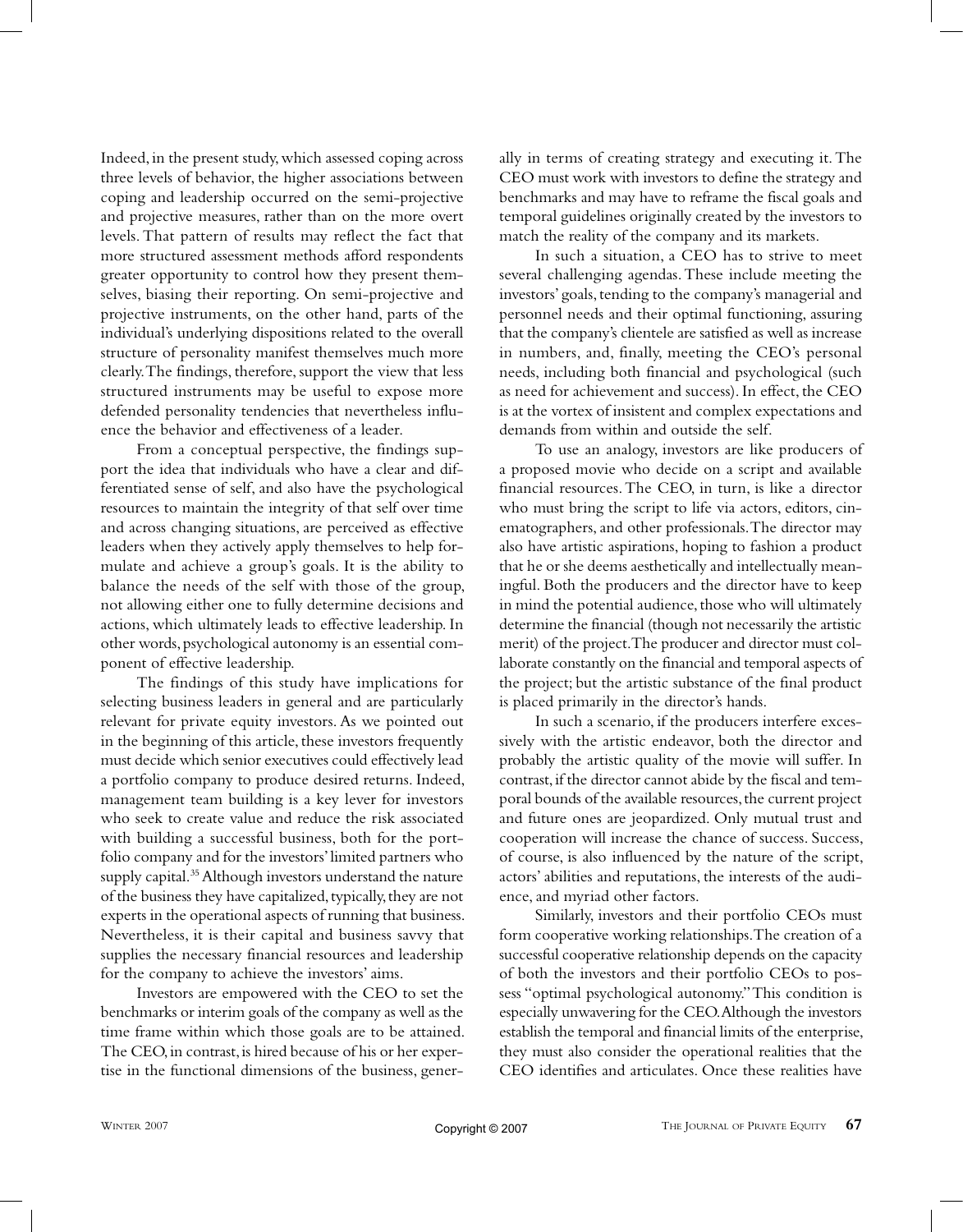Indeed, in the present study, which assessed coping across three levels of behavior, the higher associations between coping and leadership occurred on the semi-projective and projective measures, rather than on the more overt levels. That pattern of results may reflect the fact that more structured assessment methods afford respondents greater opportunity to control how they present themselves, biasing their reporting. On semi-projective and projective instruments, on the other hand, parts of the individual's underlying dispositions related to the overall structure of personality manifest themselves much more clearly. The findings, therefore, support the view that less structured instruments may be useful to expose more defended personality tendencies that nevertheless influence the behavior and effectiveness of a leader.

From a conceptual perspective, the findings support the idea that individuals who have a clear and differentiated sense of self, and also have the psychological resources to maintain the integrity of that self over time and across changing situations, are perceived as effective leaders when they actively apply themselves to help formulate and achieve a group's goals. It is the ability to balance the needs of the self with those of the group, not allowing either one to fully determine decisions and actions, which ultimately leads to effective leadership. In other words, psychological autonomy is an essential component of effective leadership.

The findings of this study have implications for selecting business leaders in general and are particularly relevant for private equity investors. As we pointed out in the beginning of this article, these investors frequently must decide which senior executives could effectively lead a portfolio company to produce desired returns. Indeed, management team building is a key lever for investors who seek to create value and reduce the risk associated with building a successful business, both for the portfolio company and for the investors' limited partners who supply capital.[35] Although investors understand the nature of the business they have capitalized, typically, they are not experts in the operational aspects of running that business. Nevertheless, it is their capital and business savvy that supplies the necessary financial resources and leadership for the company to achieve the investors' aims.

Investors are empowered with the CEO to set the benchmarks or interim goals of the company as well as the time frame within which those goals are to be attained. The CEO, in contrast, is hired because of his or her expertise in the functional dimensions of the business, generally in terms of creating strategy and executing it. The CEO must work with investors to define the strategy and benchmarks and may have to reframe the fiscal goals and temporal guidelines originally created by the investors to match the reality of the company and its markets.

In such a situation, a CEO has to strive to meet several challenging agendas. These include meeting the investors' goals, tending to the company's managerial and personnel needs and their optimal functioning, assuring that the company's clientele are satisfied as well as increase in numbers, and, finally, meeting the CEO's personal needs, including both financial and psychological (such as need for achievement and success). In effect, the CEO is at the vortex of insistent and complex expectations and demands from within and outside the self.

To use an analogy, investors are like producers of a proposed movie who decide on a script and available financial resources. The CEO, in turn, is like a director who must bring the script to life via actors, editors, cinematographers, and other professionals. The director may also have artistic aspirations, hoping to fashion a product that he or she deems aesthetically and intellectually meaningful. Both the producers and the director have to keep in mind the potential audience, those who will ultimately determine the financial (though not necessarily the artistic merit) of the project. The producer and director must collaborate constantly on the financial and temporal aspects of the project; but the artistic substance of the final product is placed primarily in the director's hands.

In such a scenario, if the producers interfere excessively with the artistic endeavor, both the director and probably the artistic quality of the movie will suffer. In contrast, if the director cannot abide by the fiscal and temporal bounds of the available resources, the current project and future ones are jeopardized. Only mutual trust and cooperation will increase the chance of success. Success, of course, is also influenced by the nature of the script, actors' abilities and reputations, the interests of the audience, and myriad other factors.

Similarly, investors and their portfolio CEOs must form cooperative working relationships. The creation of a successful cooperative relationship depends on the capacity of both the investors and their portfolio CEOs to possess "optimal psychological autonomy." This condition is especially unwavering for the CEO. Although the investors establish the temporal and financial limits of the enterprise, they must also consider the operational realities that the CEO identifies and articulates. Once these realities have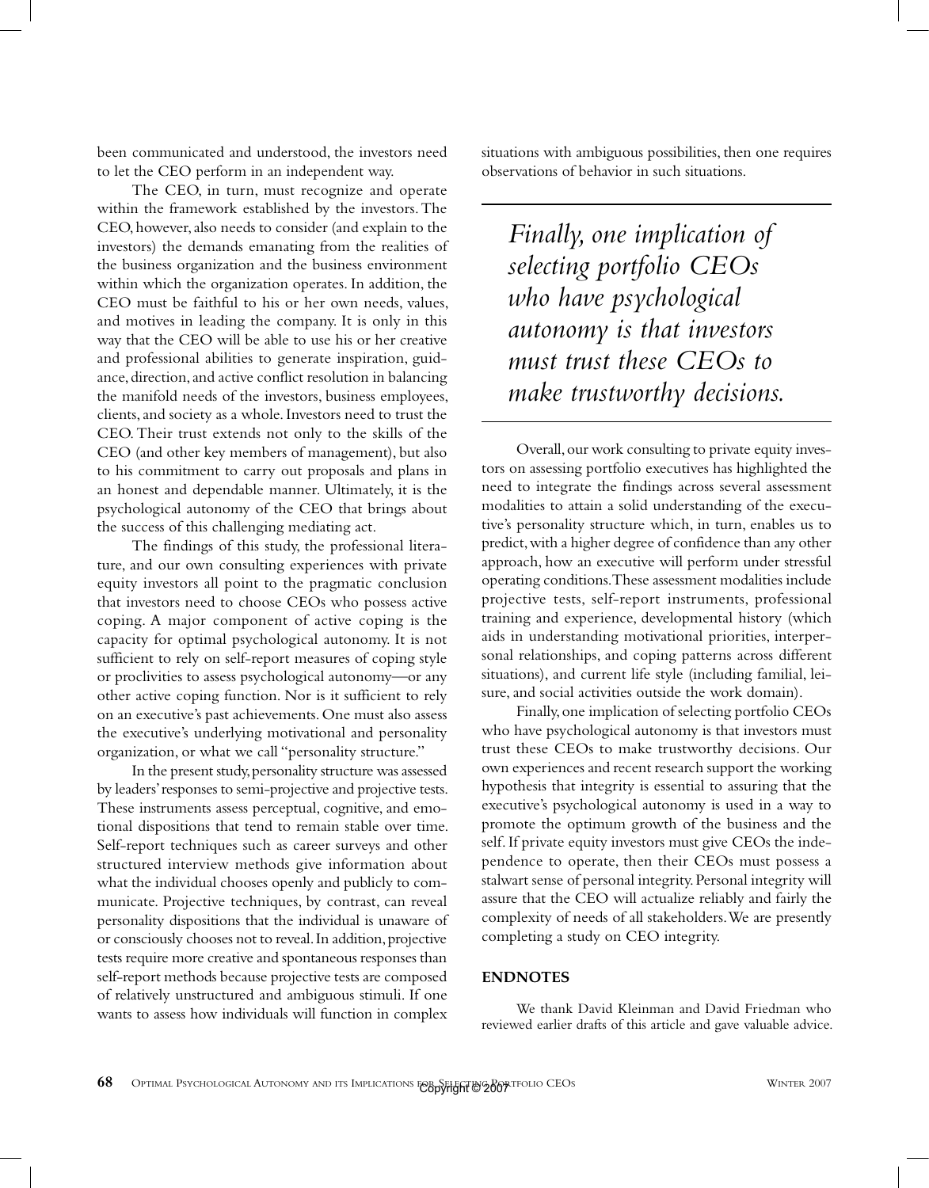been communicated and understood, the investors need to let the CEO perform in an independent way.

The CEO, in turn, must recognize and operate within the framework established by the investors. The CEO, however, also needs to consider (and explain to the investors) the demands emanating from the realities of the business organization and the business environment within which the organization operates. In addition, the CEO must be faithful to his or her own needs, values, and motives in leading the company. It is only in this way that the CEO will be able to use his or her creative and professional abilities to generate inspiration, guidance, direction, and active conflict resolution in balancing the manifold needs of the investors, business employees, clients, and society as a whole. Investors need to trust the CEO. Their trust extends not only to the skills of the CEO (and other key members of management), but also to his commitment to carry out proposals and plans in an honest and dependable manner. Ultimately, it is the psychological autonomy of the CEO that brings about the success of this challenging mediating act.

The findings of this study, the professional literature, and our own consulting experiences with private equity investors all point to the pragmatic conclusion that investors need to choose CEOs who possess active coping. A major component of active coping is the capacity for optimal psychological autonomy. It is not sufficient to rely on self-report measures of coping style or proclivities to assess psychological autonomy—or any other active coping function. Nor is it sufficient to rely on an executive's past achievements. One must also assess the executive's underlying motivational and personality organization, or what we call "personality structure."

In the present study, personality structure was assessed by leaders' responses to semi-projective and projective tests. These instruments assess perceptual, cognitive, and emotional dispositions that tend to remain stable over time. Self-report techniques such as career surveys and other structured interview methods give information about what the individual chooses openly and publicly to communicate. Projective techniques, by contrast, can reveal personality dispositions that the individual is unaware of or consciously chooses not to reveal. In addition, projective tests require more creative and spontaneous responses than self-report methods because projective tests are composed of relatively unstructured and ambiguous stimuli. If one wants to assess how individuals will function in complex situations with ambiguous possibilities, then one requires observations of behavior in such situations.

*Finally, one implication of selecting portfolio CEOs who have psychological autonomy is that investors must trust these CEOs to make trustworthy decisions.*

Overall, our work consulting to private equity investors on assessing portfolio executives has highlighted the need to integrate the findings across several assessment modalities to attain a solid understanding of the executive's personality structure which, in turn, enables us to predict, with a higher degree of confidence than any other approach, how an executive will perform under stressful operating conditions. These assessment modalities include projective tests, self-report instruments, professional training and experience, developmental history (which aids in understanding motivational priorities, interpersonal relationships, and coping patterns across different situations), and current life style (including familial, leisure, and social activities outside the work domain).

Finally, one implication of selecting portfolio CEOs who have psychological autonomy is that investors must trust these CEOs to make trustworthy decisions. Our own experiences and recent research support the working hypothesis that integrity is essential to assuring that the executive's psychological autonomy is used in a way to promote the optimum growth of the business and the self. If private equity investors must give CEOs the independence to operate, then their CEOs must possess a stalwart sense of personal integrity. Personal integrity will assure that the CEO will actualize reliably and fairly the complexity of needs of all stakeholders. We are presently completing a study on CEO integrity.

## ENDNOTES

We thank David Kleinman and David Friedman who reviewed earlier drafts of this article and gave valuable advice.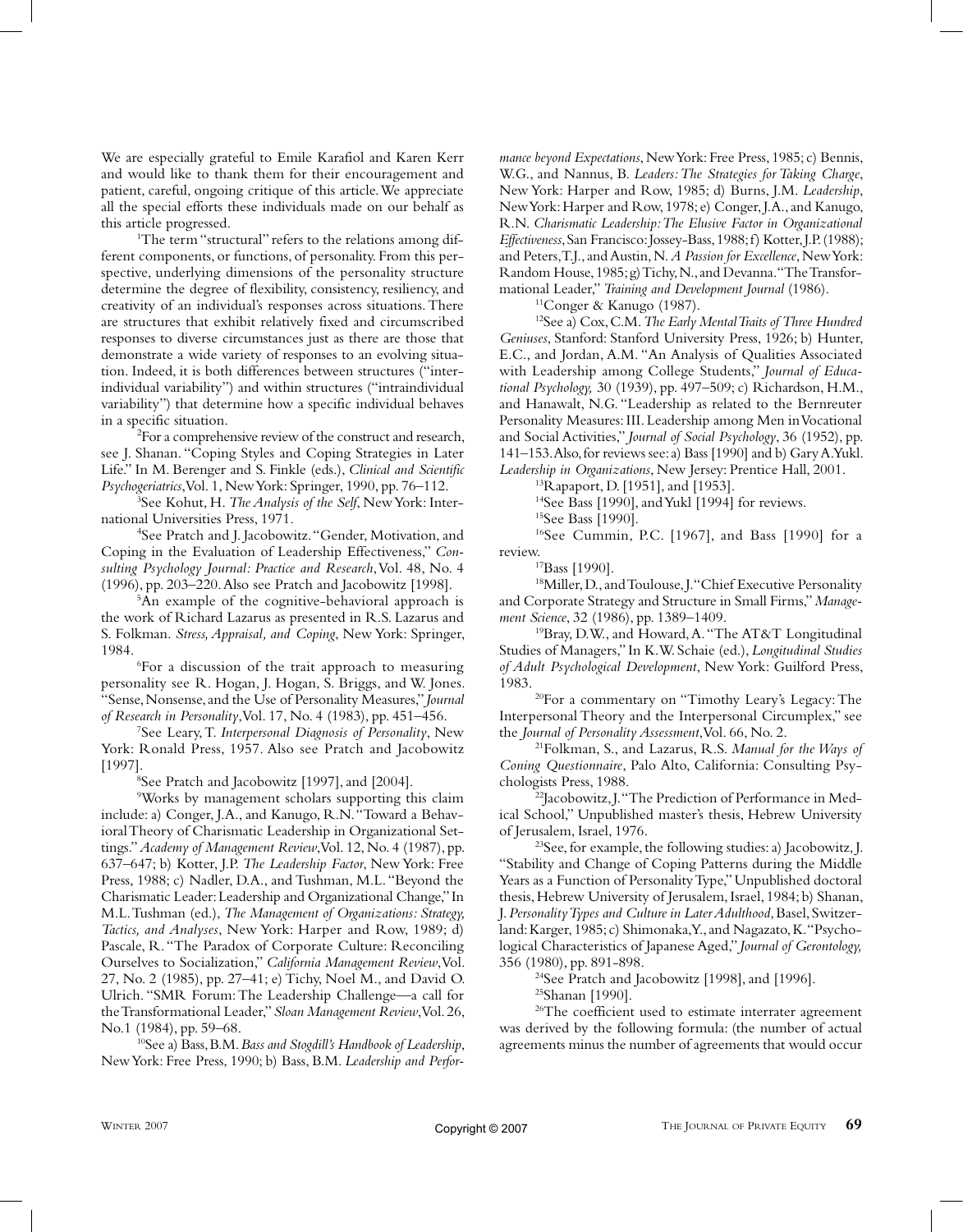We are especially grateful to Emile Karafiol and Karen Kerr and would like to thank them for their encouragement and patient, careful, ongoing critique of this article. We appreciate all the special efforts these individuals made on our behalf as this article progressed.

[1]The term "structural" refers to the relations among different components, or functions, of personality. From this perspective, underlying dimensions of the personality structure determine the degree of flexibility, consistency, resiliency, and creativity of an individual's responses across situations. There are structures that exhibit relatively fixed and circumscribed responses to diverse circumstances just as there are those that demonstrate a wide variety of responses to an evolving situation. Indeed, it is both differences between structures ("interindividual variability") and within structures ("intraindividual variability") that determine how a specific individual behaves in a specific situation.

[2]For a comprehensive review of the construct and research, see J. Shanan. "Coping Styles and Coping Strategies in Later Life." In M. Berenger and S. Finkle (eds.), *Clinical and Scientific Psychogeriatrics*, Vol. 1, New York: Springer, 1990, pp. 76–112.

[3]See Kohut, H. *The Analysis of the Self*, New York: International Universities Press, 1971.

[4]See Pratch and J. Jacobowitz. "Gender, Motivation, and Coping in the Evaluation of Leadership Effectiveness," *Consulting Psychology Journal: Practice and Research*, Vol. 48, No. 4 (1996), pp. 203–220. Also see Pratch and Jacobowitz [1998].

[5]An example of the cognitive-behavioral approach is the work of Richard Lazarus as presented in R.S. Lazarus and S. Folkman. *Stress, Appraisal, and Coping*, New York: Springer, 1984.

[6]For a discussion of the trait approach to measuring personality see R. Hogan, J. Hogan, S. Briggs, and W. Jones. "Sense, Nonsense, and the Use of Personality Measures," *Journal of Research in Personality*, Vol. 17, No. 4 (1983), pp. 451–456.

[7]See Leary, T. *Interpersonal Diagnosis of Personality*, New York: Ronald Press, 1957. Also see Pratch and Jacobowitz [1997].

[8]See Pratch and Jacobowitz [1997], and [2004].

[9]Works by management scholars supporting this claim include: a) Conger, J.A., and Kanugo, R.N. "Toward a Behavioral Theory of Charismatic Leadership in Organizational Settings." *Academy of Management Review*, Vol. 12, No. 4 (1987), pp. 637–647; b) Kotter, J.P. *The Leadership Factor*, New York: Free Press, 1988; c) Nadler, D.A., and Tushman, M.L. "Beyond the Charismatic Leader: Leadership and Organizational Change," In M.L. Tushman (ed.), *The Management of Organizations: Strategy, Tactics, and Analyses*, New York: Harper and Row, 1989; d) Pascale, R. "The Paradox of Corporate Culture: Reconciling Ourselves to Socialization," *California Management Review*, Vol. 27, No. 2 (1985), pp. 27–41; e) Tichy, Noel M., and David O. Ulrich. "SMR Forum: The Leadership Challenge—a call for the Transformational Leader," *Sloan Management Review*, Vol. 26, No.1 (1984), pp. 59–68.

[10]See a) Bass, B.M. *Bass and Stogdill's Handbook of Leadership*, New York: Free Press, 1990; b) Bass, B.M. *Leadership and Performance beyond Expectations*, New York: Free Press, 1985; c) Bennis, W.G., and Nannus, B. *Leaders: The Strategies for Taking Charge*, New York: Harper and Row, 1985; d) Burns, J.M. *Leadership*, New York: Harper and Row, 1978; e) Conger, J.A., and Kanugo, R.N. *Charismatic Leadership: The Elusive Factor in Organizational Effectiveness*, San Francisco: Jossey-Bass, 1988; f) Kotter, J.P. (1988); and Peters, T.J., and Austin, N. *A Passion for Excellence*, New York: Random House, 1985; g) Tichy, N., and Devanna. "The Transformational Leader," *Training and Development Journal* (1986).

[11]Conger & Kanugo (1987).

[12]See a) Cox, C.M. *The Early Mental Traits of Three Hundred Geniuses*, Stanford: Stanford University Press, 1926; b) Hunter, E.C., and Jordan, A.M. "An Analysis of Qualities Associated with Leadership among College Students," *Journal of Educational Psychology,* 30 (1939), pp. 497–509; c) Richardson, H.M., and Hanawalt, N.G. "Leadership as related to the Bernreuter Personality Measures: III. Leadership among Men in Vocational and Social Activities," *Journal of Social Psychology*, 36 (1952), pp. 141–153. Also, for reviews see: a) Bass [1990] and b) Gary A. Yukl. *Leadership in Organizations*, New Jersey: Prentice Hall, 2001.

[13]Rapaport, D. [1951], and [1953].

[14]See Bass [1990], and Yukl [1994] for reviews.

[15]See Bass [1990].

[16]See Cummin, P.C. [1967], and Bass [1990] for a review.

[17]Bass [1990].

[18]Miller, D., and Toulouse, J. "Chief Executive Personality and Corporate Strategy and Structure in Small Firms," *Management Science*, 32 (1986), pp. 1389–1409.

[19]Bray, D.W., and Howard, A. "The AT&T Longitudinal Studies of Managers," In K.W. Schaie (ed.), *Longitudinal Studies of Adult Psychological Development*, New York: Guilford Press, 1983.

[20]For a commentary on "Timothy Leary's Legacy: The Interpersonal Theory and the Interpersonal Circumplex," see the *Journal of Personality Assessment*, Vol. 66, No. 2.

[21]Folkman, S., and Lazarus, R.S. *Manual for the Ways of Coping Questionnaire*, Palo Alto, California: Consulting Psychologists Press, 1988.

[22]Jacobowitz, J. "The Prediction of Performance in Medical School," Unpublished master's thesis, Hebrew University of Jerusalem, Israel, 1976.

[23]See, for example, the following studies: a) Jacobowitz, J. "Stability and Change of Coping Patterns during the Middle Years as a Function of Personality Type," Unpublished doctoral thesis, Hebrew University of Jerusalem, Israel, 1984; b) Shanan, J. *Personality Types and Culture in Later Adulthood*, Basel, Switzerland: Karger, 1985; c) Shimonaka, Y., and Nagazato, K. "Psychological Characteristics of Japanese Aged," *Journal of Gerontology,* 356 (1980), pp. 891-898.

[24]See Pratch and Jacobowitz [1998], and [1996].

[25]Shanan [1990].

[26]The coefficient used to estimate interrater agreement was derived by the following formula: (the number of actual agreements minus the number of agreements that would occur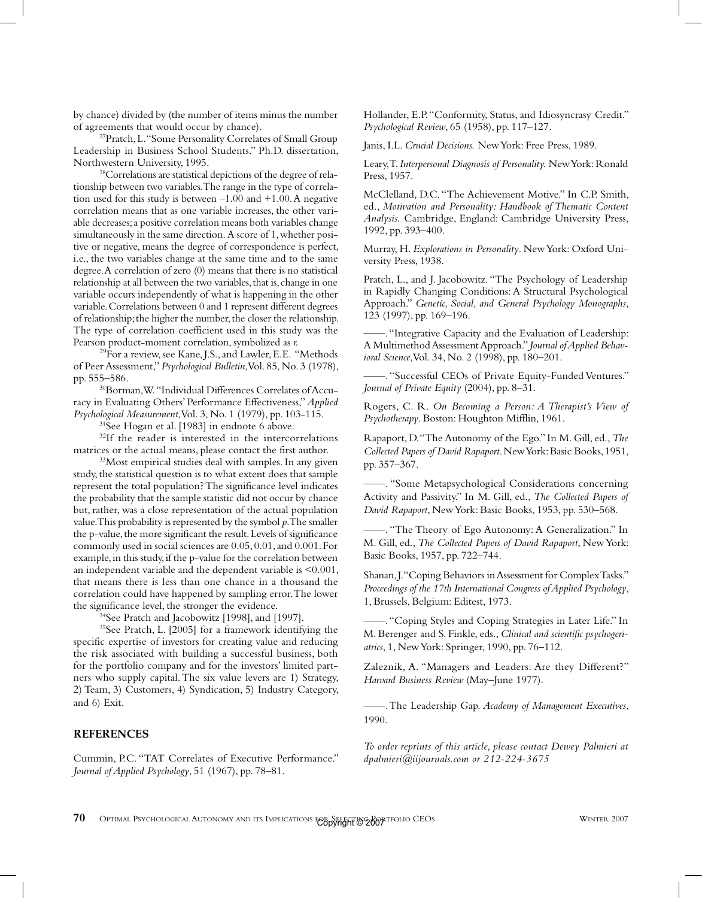by chance) divided by (the number of items minus the number of agreements that would occur by chance).

[27]Pratch, L. "Some Personality Correlates of Small Group Leadership in Business School Students." Ph.D. dissertation, Northwestern University, 1995.

[28]Correlations are statistical depictions of the degree of relationship between two variables. The range in the type of correlation used for this study is between −1.00 and +1.00. A negative correlation means that as one variable increases, the other variable decreases; a positive correlation means both variables change simultaneously in the same direction. A score of 1, whether positive or negative, means the degree of correspondence is perfect, i.e., the two variables change at the same time and to the same degree. A correlation of zero (0) means that there is no statistical relationship at all between the two variables, that is, change in one variable occurs independently of what is happening in the other variable. Correlations between 0 and 1 represent different degrees of relationship; the higher the number, the closer the relationship. The type of correlation coefficient used in this study was the Pearson product-moment correlation, symbolized as *r*.

[29]For a review, see Kane, J.S., and Lawler, E.E. "Methods of Peer Assessment," *Psychological Bulletin*, Vol. 85, No. 3 (1978), pp. 555–586.

[30]Borman, W. "Individual Differences Correlates of Accuracy in Evaluating Others' Performance Effectiveness," *Applied Psychological Measurement*, Vol. 3, No. 1 (1979), pp. 103-115.

[31]See Hogan et al. [1983] in endnote 6 above.

[32]If the reader is interested in the intercorrelations matrices or the actual means, please contact the first author.

[33]Most empirical studies deal with samples. In any given study, the statistical question is to what extent does that sample represent the total population? The significance level indicates the probability that the sample statistic did not occur by chance but, rather, was a close representation of the actual population value. This probability is represented by the symbol *p*. The smaller the p-value, the more significant the result. Levels of significance commonly used in social sciences are 0.05, 0.01, and 0.001. For example, in this study, if the p-value for the correlation between an independent variable and the dependent variable is <0.001, that means there is less than one chance in a thousand the correlation could have happened by sampling error. The lower the significance level, the stronger the evidence.

[34]See Pratch and Jacobowitz [1998], and [1997].

[35]See Pratch, L. [2005] for a framework identifying the specific expertise of investors for creating value and reducing the risk associated with building a successful business, both for the portfolio company and for the investors' limited partners who supply capital. The six value levers are 1) Strategy, 2) Team, 3) Customers, 4) Syndication, 5) Industry Category, and 6) Exit.

## REFERENCES

Cummin, P.C. "TAT Correlates of Executive Performance." *Journal of Applied Psychology*, 51 (1967), pp. 78–81.

Hollander, E.P. "Conformity, Status, and Idiosyncrasy Credit." *Psychological Review*, 65 (1958), pp. 117–127.

Janis, I.L. *Crucial Decisions.* New York: Free Press, 1989.

Leary, T. *Interpersonal Diagnosis of Personality.* New York: Ronald Press, 1957.

McClelland, D.C. "The Achievement Motive." In C.P. Smith, ed., *Motivation and Personality: Handbook of Thematic Content Analysis.* Cambridge, England: Cambridge University Press, 1992, pp. 393–400.

Murray, H. *Explorations in Personality*. New York: Oxford University Press, 1938.

Pratch, L., and J. Jacobowitz. "The Psychology of Leadership in Rapidly Changing Conditions: A Structural Psychological Approach." *Genetic, Social, and General Psychology Monographs*, 123 (1997), pp. 169–196.

——. "Integrative Capacity and the Evaluation of Leadership: A Multimethod Assessment Approach." *Journal of Applied Behavioral Science*, Vol. 34, No. 2 (1998), pp. 180–201.

——. "Successful CEOs of Private Equity-Funded Ventures." *Journal of Private Equity* (2004), pp. 8–31.

Rogers, C. R. *On Becoming a Person: A Therapist's View of Psychotherapy*. Boston: Houghton Mifflin, 1961.

Rapaport, D. "The Autonomy of the Ego." In M. Gill, ed., *The Collected Papers of David Rapaport*. New York: Basic Books, 1951, pp. 357–367.

——. "Some Metapsychological Considerations concerning Activity and Passivity." In M. Gill, ed., *The Collected Papers of David Rapaport*, New York: Basic Books, 1953, pp. 530–568.

——. "The Theory of Ego Autonomy: A Generalization." In M. Gill, ed., *The Collected Papers of David Rapaport*, New York: Basic Books, 1957, pp. 722–744.

Shanan, J. "Coping Behaviors in Assessment for Complex Tasks." *Proceedings of the 17th International Congress of Applied Psychology*, 1, Brussels, Belgium: Editest, 1973.

——. "Coping Styles and Coping Strategies in Later Life." In M. Berenger and S. Finkle, eds., *Clinical and scientific psychogeriatrics*, 1, New York: Springer, 1990, pp. 76–112.

Zaleznik, A. "Managers and Leaders: Are they Different?" *Harvard Business Review* (May–June 1977).

——. The Leadership Gap. *Academy of Management Executives*, 1990.

*To order reprints of this article, please contact Dewey Palmieri at dpalmieri@iijournals.com or 212-224-3675*